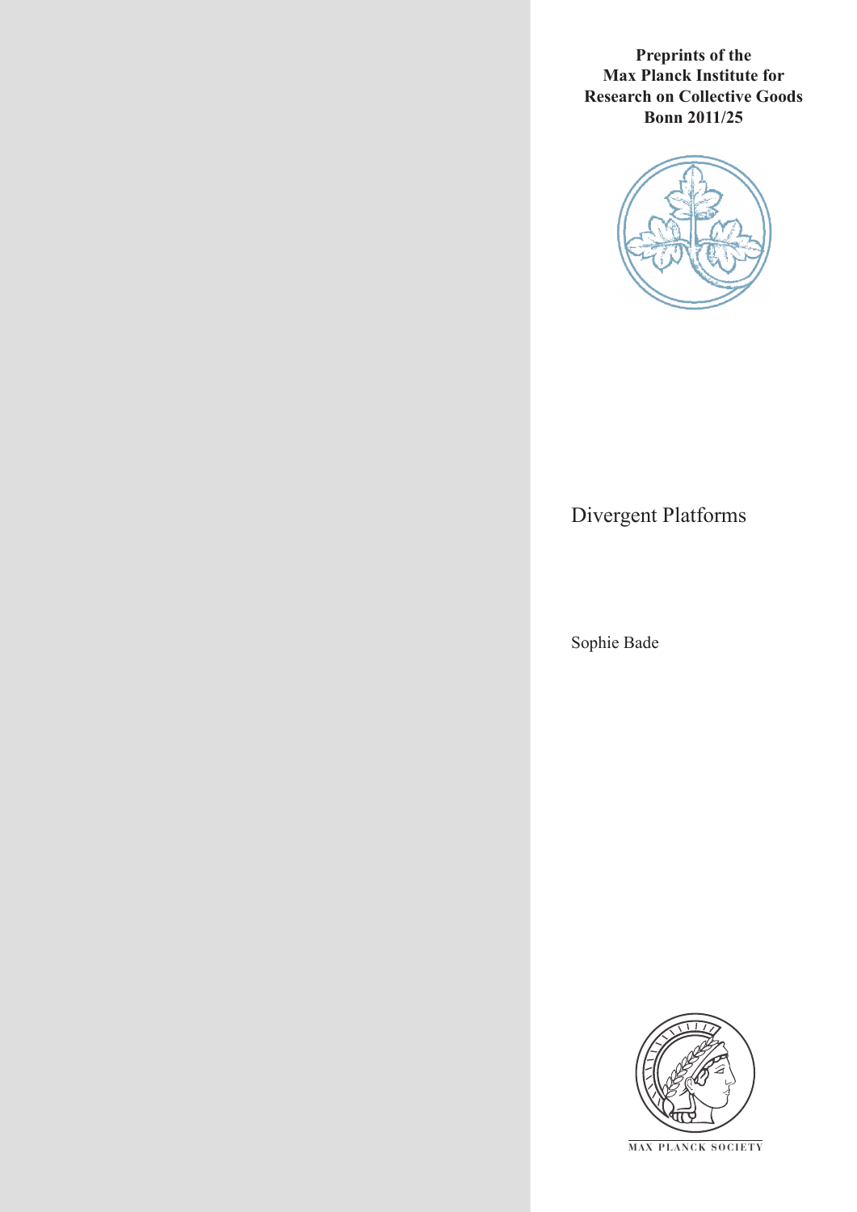**Preprints of the Max Planck Institute for Research on Collective Goods Bonn 2011/25**

# Divergent Platforms

Sophie Bade

MAX PLANCK SOCIETY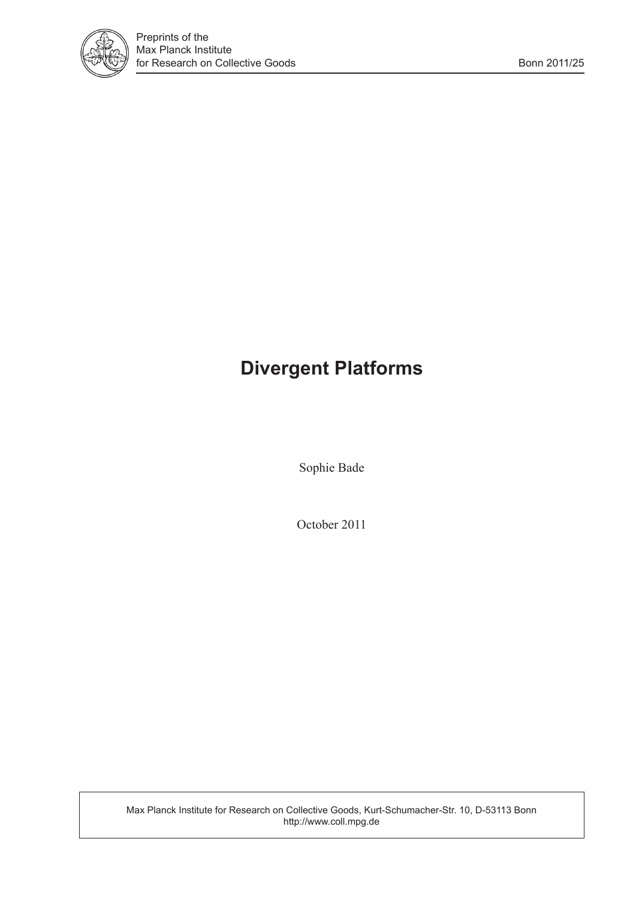Preprints of the
Max Planck Institute
for Research on Collective Goods

Bonn 2011/25

# Divergent Platforms

Sophie Bade

October 2011

Max Planck Institute for Research on Collective Goods, Kurt-Schumacher-Str. 10, D-53113 Bonn
http://www.coll.mpg.de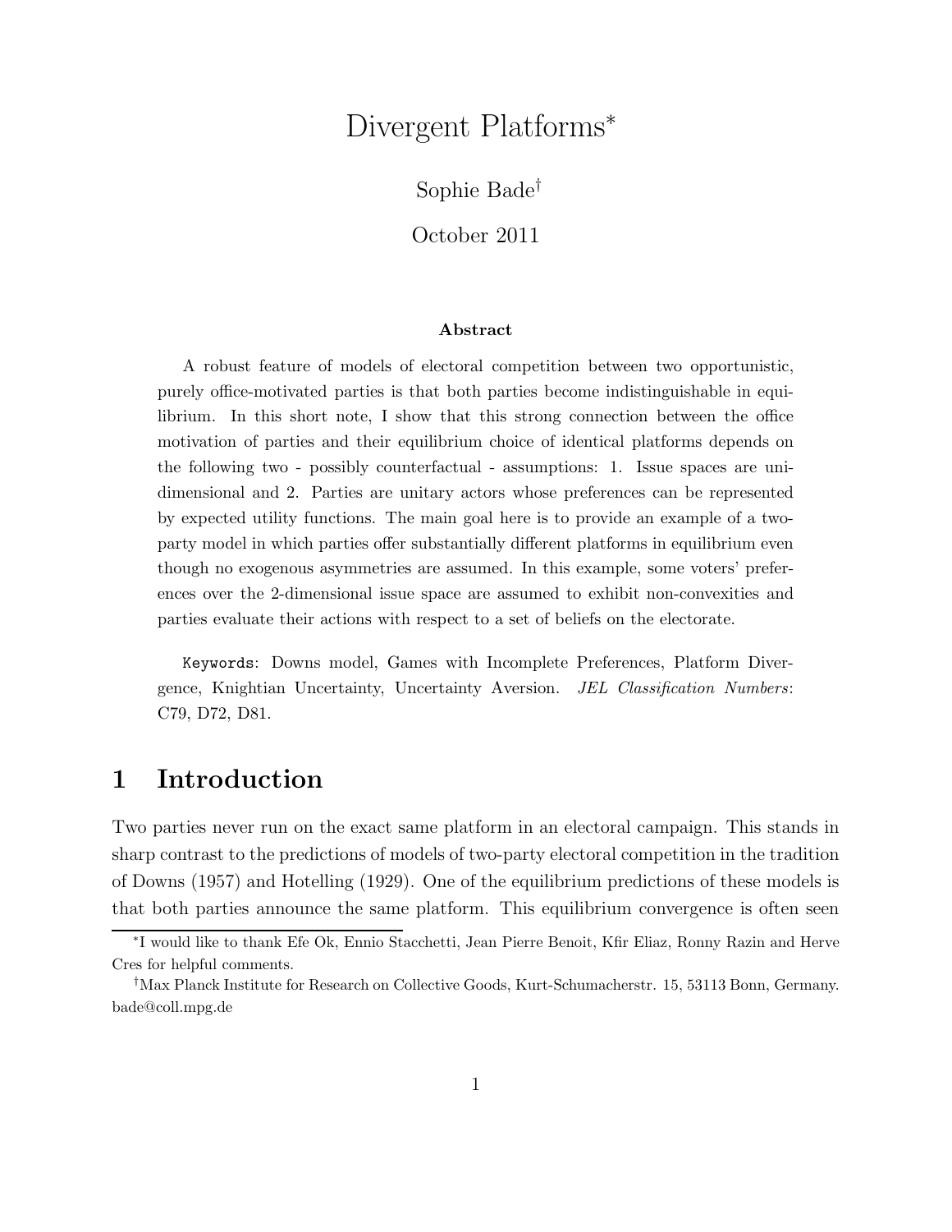# Divergent Platforms*

Sophie Bade†

October 2011

### Abstract

A robust feature of models of electoral competition between two opportunistic, purely office-motivated parties is that both parties become indistinguishable in equilibrium. In this short note, I show that this strong connection between the office motivation of parties and their equilibrium choice of identical platforms depends on the following two - possibly counterfactual - assumptions: 1. Issue spaces are unidimensional and 2. Parties are unitary actors whose preferences can be represented by expected utility functions. The main goal here is to provide an example of a two-party model in which parties offer substantially different platforms in equilibrium even though no exogenous asymmetries are assumed. In this example, some voters' preferences over the 2-dimensional issue space are assumed to exhibit non-convexities and parties evaluate their actions with respect to a set of beliefs on the electorate.

`Keywords`: Downs model, Games with Incomplete Preferences, Platform Divergence, Knightian Uncertainty, Uncertainty Aversion. *JEL Classification Numbers*: C79, D72, D81.

## 1 Introduction

Two parties never run on the exact same platform in an electoral campaign. This stands in sharp contrast to the predictions of models of two-party electoral competition in the tradition of Downs (1957) and Hotelling (1929). One of the equilibrium predictions of these models is that both parties announce the same platform. This equilibrium convergence is often seen

---

*I would like to thank Efe Ok, Ennio Stacchetti, Jean Pierre Benoit, Kfir Eliaz, Ronny Razin and Herve Cres for helpful comments.

†Max Planck Institute for Research on Collective Goods, Kurt-Schumacherstr. 15, 53113 Bonn, Germany. bade@coll.mpg.de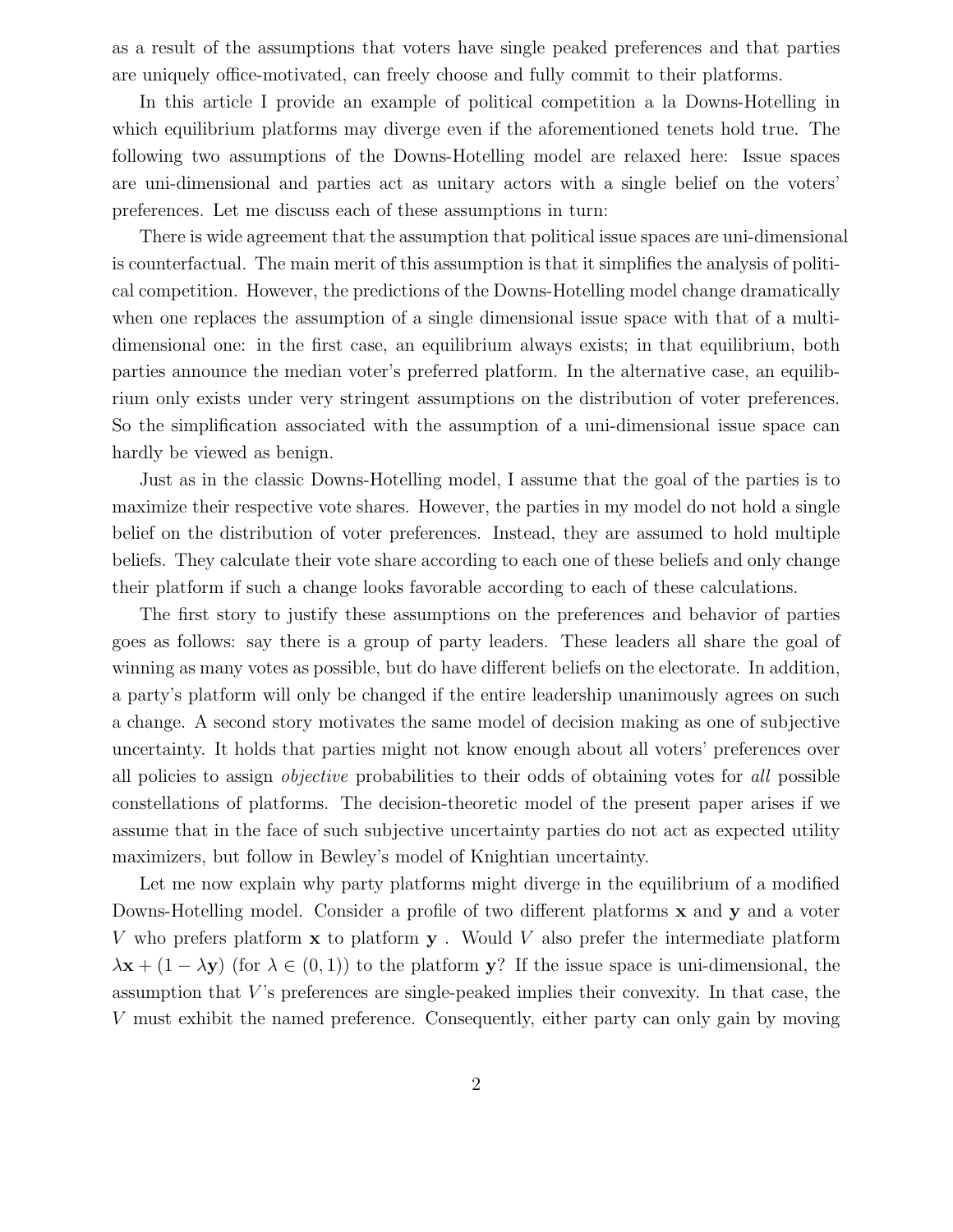as a result of the assumptions that voters have single peaked preferences and that parties are uniquely office-motivated, can freely choose and fully commit to their platforms.

In this article I provide an example of political competition a la Downs-Hotelling in which equilibrium platforms may diverge even if the aforementioned tenets hold true. The following two assumptions of the Downs-Hotelling model are relaxed here: Issue spaces are uni-dimensional and parties act as unitary actors with a single belief on the voters' preferences. Let me discuss each of these assumptions in turn:

There is wide agreement that the assumption that political issue spaces are uni-dimensional is counterfactual. The main merit of this assumption is that it simplifies the analysis of political competition. However, the predictions of the Downs-Hotelling model change dramatically when one replaces the assumption of a single dimensional issue space with that of a multi-dimensional one: in the first case, an equilibrium always exists; in that equilibrium, both parties announce the median voter's preferred platform. In the alternative case, an equilibrium only exists under very stringent assumptions on the distribution of voter preferences. So the simplification associated with the assumption of a uni-dimensional issue space can hardly be viewed as benign.

Just as in the classic Downs-Hotelling model, I assume that the goal of the parties is to maximize their respective vote shares. However, the parties in my model do not hold a single belief on the distribution of voter preferences. Instead, they are assumed to hold multiple beliefs. They calculate their vote share according to each one of these beliefs and only change their platform if such a change looks favorable according to each of these calculations.

The first story to justify these assumptions on the preferences and behavior of parties goes as follows: say there is a group of party leaders. These leaders all share the goal of winning as many votes as possible, but do have different beliefs on the electorate. In addition, a party's platform will only be changed if the entire leadership unanimously agrees on such a change. A second story motivates the same model of decision making as one of subjective uncertainty. It holds that parties might not know enough about all voters' preferences over all policies to assign *objective* probabilities to their odds of obtaining votes for *all* possible constellations of platforms. The decision-theoretic model of the present paper arises if we assume that in the face of such subjective uncertainty parties do not act as expected utility maximizers, but follow in Bewley's model of Knightian uncertainty.

Let me now explain why party platforms might diverge in the equilibrium of a modified Downs-Hotelling model. Consider a profile of two different platforms $\mathbf{x}$ and $\mathbf{y}$ and a voter $V$ who prefers platform $\mathbf{x}$ to platform $\mathbf{y}$ . Would $V$ also prefer the intermediate platform $\lambda\mathbf{x} + (1 - \lambda\mathbf{y})$ (for $\lambda \in (0, 1)$) to the platform $\mathbf{y}$? If the issue space is uni-dimensional, the assumption that $V$'s preferences are single-peaked implies their convexity. In that case, the $V$ must exhibit the named preference. Consequently, either party can only gain by moving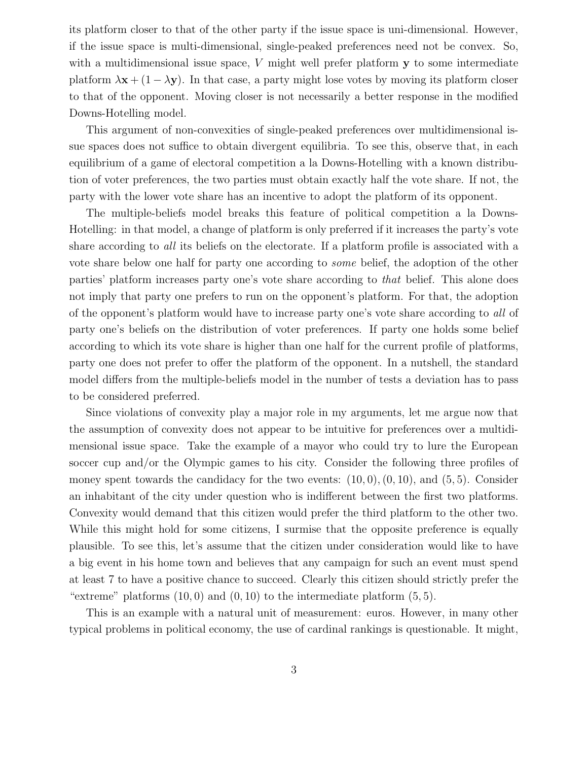its platform closer to that of the other party if the issue space is uni-dimensional. However, if the issue space is multi-dimensional, single-peaked preferences need not be convex. So, with a multidimensional issue space, $V$ might well prefer platform $\mathbf{y}$ to some intermediate platform $\lambda\mathbf{x} + (1 - \lambda\mathbf{y})$. In that case, a party might lose votes by moving its platform closer to that of the opponent. Moving closer is not necessarily a better response in the modified Downs-Hotelling model.

This argument of non-convexities of single-peaked preferences over multidimensional issue spaces does not suffice to obtain divergent equilibria. To see this, observe that, in each equilibrium of a game of electoral competition a la Downs-Hotelling with a known distribution of voter preferences, the two parties must obtain exactly half the vote share. If not, the party with the lower vote share has an incentive to adopt the platform of its opponent.

The multiple-beliefs model breaks this feature of political competition a la Downs-Hotelling: in that model, a change of platform is only preferred if it increases the party's vote share according to *all* its beliefs on the electorate. If a platform profile is associated with a vote share below one half for party one according to *some* belief, the adoption of the other parties' platform increases party one's vote share according to *that* belief. This alone does not imply that party one prefers to run on the opponent's platform. For that, the adoption of the opponent's platform would have to increase party one's vote share according to *all* of party one's beliefs on the distribution of voter preferences. If party one holds some belief according to which its vote share is higher than one half for the current profile of platforms, party one does not prefer to offer the platform of the opponent. In a nutshell, the standard model differs from the multiple-beliefs model in the number of tests a deviation has to pass to be considered preferred.

Since violations of convexity play a major role in my arguments, let me argue now that the assumption of convexity does not appear to be intuitive for preferences over a multidimensional issue space. Take the example of a mayor who could try to lure the European soccer cup and/or the Olympic games to his city. Consider the following three profiles of money spent towards the candidacy for the two events: $(10, 0), (0, 10)$, and $(5, 5)$. Consider an inhabitant of the city under question who is indifferent between the first two platforms. Convexity would demand that this citizen would prefer the third platform to the other two. While this might hold for some citizens, I surmise that the opposite preference is equally plausible. To see this, let's assume that the citizen under consideration would like to have a big event in his home town and believes that any campaign for such an event must spend at least 7 to have a positive chance to succeed. Clearly this citizen should strictly prefer the "extreme" platforms $(10, 0)$ and $(0, 10)$ to the intermediate platform $(5, 5)$.

This is an example with a natural unit of measurement: euros. However, in many other typical problems in political economy, the use of cardinal rankings is questionable. It might,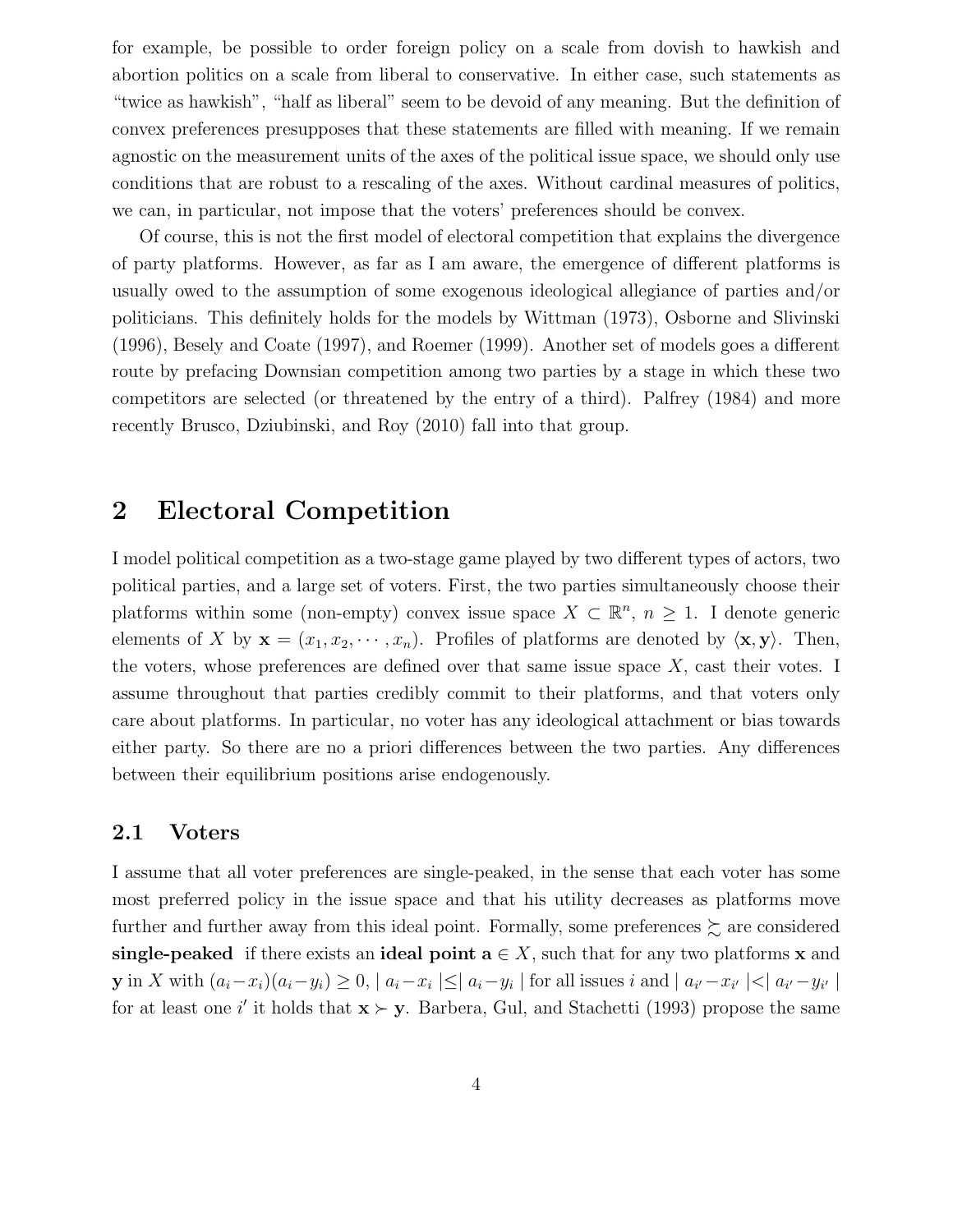for example, be possible to order foreign policy on a scale from dovish to hawkish and abortion politics on a scale from liberal to conservative. In either case, such statements as "twice as hawkish", "half as liberal" seem to be devoid of any meaning. But the definition of convex preferences presupposes that these statements are filled with meaning. If we remain agnostic on the measurement units of the axes of the political issue space, we should only use conditions that are robust to a rescaling of the axes. Without cardinal measures of politics, we can, in particular, not impose that the voters' preferences should be convex.

Of course, this is not the first model of electoral competition that explains the divergence of party platforms. However, as far as I am aware, the emergence of different platforms is usually owed to the assumption of some exogenous ideological allegiance of parties and/or politicians. This definitely holds for the models by Wittman (1973), Osborne and Slivinski (1996), Besely and Coate (1997), and Roemer (1999). Another set of models goes a different route by prefacing Downsian competition among two parties by a stage in which these two competitors are selected (or threatened by the entry of a third). Palfrey (1984) and more recently Brusco, Dziubinski, and Roy (2010) fall into that group.

## 2 Electoral Competition

I model political competition as a two-stage game played by two different types of actors, two political parties, and a large set of voters. First, the two parties simultaneously choose their platforms within some (non-empty) convex issue space $X \subset \mathbb{R}^n$, $n \geq 1$. I denote generic elements of $X$ by $\mathbf{x} = (x_1, x_2, \cdots, x_n)$. Profiles of platforms are denoted by $\langle \mathbf{x}, \mathbf{y} \rangle$. Then, the voters, whose preferences are defined over that same issue space $X$, cast their votes. I assume throughout that parties credibly commit to their platforms, and that voters only care about platforms. In particular, no voter has any ideological attachment or bias towards either party. So there are no a priori differences between the two parties. Any differences between their equilibrium positions arise endogenously.

### 2.1 Voters

I assume that all voter preferences are single-peaked, in the sense that each voter has some most preferred policy in the issue space and that his utility decreases as platforms move further and further away from this ideal point. Formally, some preferences $\succsim$ are considered **single-peaked** if there exists an **ideal point** $\mathbf{a} \in X$, such that for any two platforms $\mathbf{x}$ and $\mathbf{y}$ in $X$ with $(a_i - x_i)(a_i - y_i) \geq 0$, $\mid a_i - x_i \mid \leq \mid a_i - y_i \mid$ for all issues $i$ and $\mid a_{i'} - x_{i'} \mid < \mid a_{i'} - y_{i'} \mid$ for at least one $i'$ it holds that $\mathbf{x} \succ \mathbf{y}$. Barbera, Gul, and Stachetti (1993) propose the same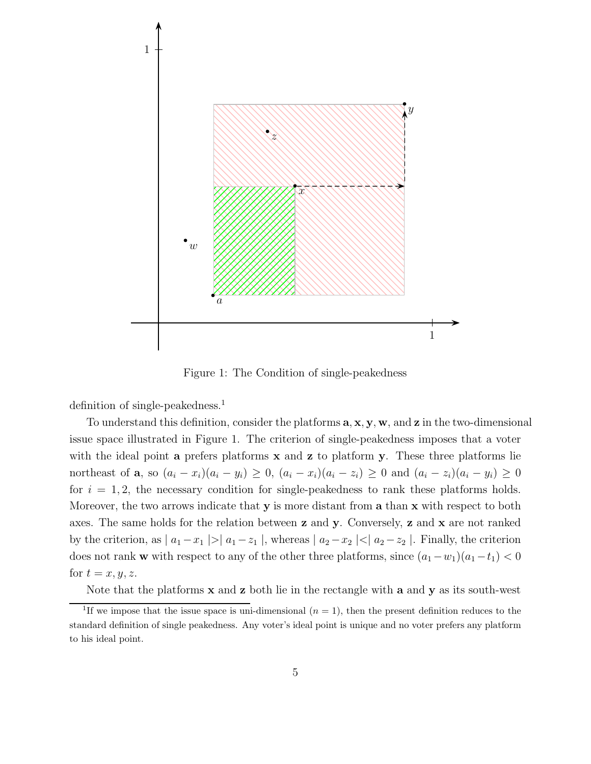1

1

y

z

x

w

a

Figure 1: The Condition of single-peakedness

definition of single-peakedness.[1]

To understand this definition, consider the platforms $\mathbf{a}, \mathbf{x}, \mathbf{y}, \mathbf{w}$, and $\mathbf{z}$ in the two-dimensional issue space illustrated in Figure 1. The criterion of single-peakedness imposes that a voter with the ideal point $\mathbf{a}$ prefers platforms $\mathbf{x}$ and $\mathbf{z}$ to platform $\mathbf{y}$. These three platforms lie northeast of $\mathbf{a}$, so $(a_i - x_i)(a_i - y_i) \geq 0$, $(a_i - x_i)(a_i - z_i) \geq 0$ and $(a_i - z_i)(a_i - y_i) \geq 0$ for $i = 1, 2$, the necessary condition for single-peakedness to rank these platforms holds. Moreover, the two arrows indicate that $\mathbf{y}$ is more distant from $\mathbf{a}$ than $\mathbf{x}$ with respect to both axes. The same holds for the relation between $\mathbf{z}$ and $\mathbf{y}$. Conversely, $\mathbf{z}$ and $\mathbf{x}$ are not ranked by the criterion, as $\mid a_1 - x_1 \mid > \mid a_1 - z_1 \mid$, whereas $\mid a_2 - x_2 \mid < \mid a_2 - z_2 \mid$. Finally, the criterion does not rank $\mathbf{w}$ with respect to any of the other three platforms, since $(a_1 - w_1)(a_1 - t_1) < 0$ for $t = x, y, z$.

Note that the platforms $\mathbf{x}$ and $\mathbf{z}$ both lie in the rectangle with $\mathbf{a}$ and $\mathbf{y}$ as its south-west

[1] If we impose that the issue space is uni-dimensional ($n = 1$), then the present definition reduces to the standard definition of single peakedness. Any voter's ideal point is unique and no voter prefers any platform to his ideal point.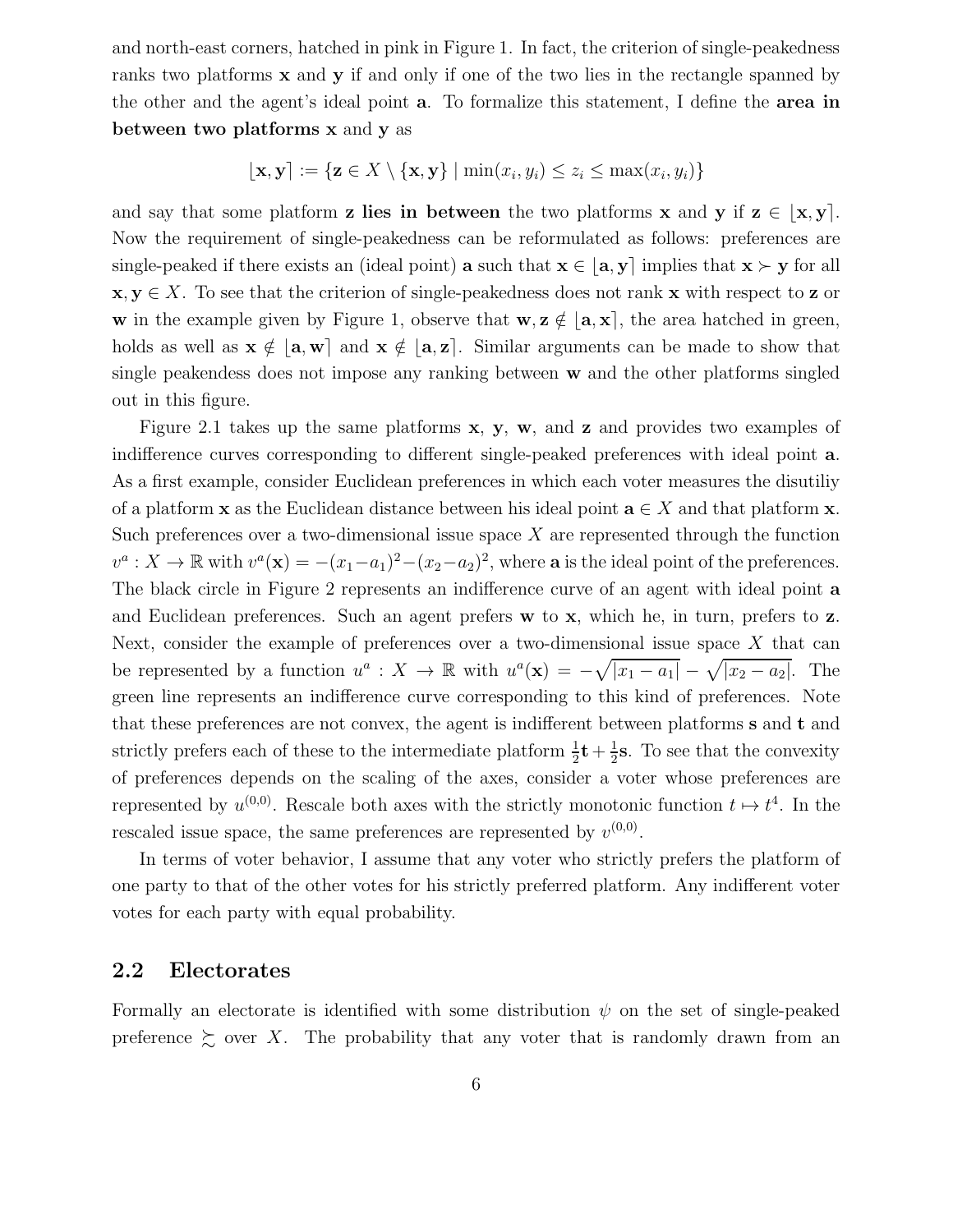and north-east corners, hatched in pink in Figure 1. In fact, the criterion of single-peakedness ranks two platforms $\mathbf{x}$ and $\mathbf{y}$ if and only if one of the two lies in the rectangle spanned by the other and the agent's ideal point $\mathbf{a}$. To formalize this statement, I define the **area in between two platforms** $\mathbf{x}$ and $\mathbf{y}$ as

$$\lfloor \mathbf{x}, \mathbf{y} \rceil := \{\mathbf{z} \in X \setminus \{\mathbf{x}, \mathbf{y}\} \mid \min(x_i, y_i) \leq z_i \leq \max(x_i, y_i)\}$$

and say that some platform $\mathbf{z}$ **lies in between** the two platforms $\mathbf{x}$ and $\mathbf{y}$ if $\mathbf{z} \in \lfloor \mathbf{x}, \mathbf{y} \rceil$. Now the requirement of single-peakedness can be reformulated as follows: preferences are single-peaked if there exists an (ideal point) $\mathbf{a}$ such that $\mathbf{x} \in \lfloor \mathbf{a}, \mathbf{y} \rceil$ implies that $\mathbf{x} \succ \mathbf{y}$ for all $\mathbf{x}, \mathbf{y} \in X$. To see that the criterion of single-peakedness does not rank $\mathbf{x}$ with respect to $\mathbf{z}$ or $\mathbf{w}$ in the example given by Figure 1, observe that $\mathbf{w}, \mathbf{z} \notin \lfloor \mathbf{a}, \mathbf{x} \rceil$, the area hatched in green, holds as well as $\mathbf{x} \notin \lfloor \mathbf{a}, \mathbf{w} \rceil$ and $\mathbf{x} \notin \lfloor \mathbf{a}, \mathbf{z} \rceil$. Similar arguments can be made to show that single peakendess does not impose any ranking between $\mathbf{w}$ and the other platforms singled out in this figure.

Figure 2.1 takes up the same platforms $\mathbf{x}$, $\mathbf{y}$, $\mathbf{w}$, and $\mathbf{z}$ and provides two examples of indifference curves corresponding to different single-peaked preferences with ideal point $\mathbf{a}$. As a first example, consider Euclidean preferences in which each voter measures the disutiliy of a platform $\mathbf{x}$ as the Euclidean distance between his ideal point $\mathbf{a} \in X$ and that platform $\mathbf{x}$. Such preferences over a two-dimensional issue space $X$ are represented through the function $v^a : X \to \mathbb{R}$ with $v^a(\mathbf{x}) = -(x_1 - a_1)^2 - (x_2 - a_2)^2$, where $\mathbf{a}$ is the ideal point of the preferences. The black circle in Figure 2 represents an indifference curve of an agent with ideal point $\mathbf{a}$ and Euclidean preferences. Such an agent prefers $\mathbf{w}$ to $\mathbf{x}$, which he, in turn, prefers to $\mathbf{z}$. Next, consider the example of preferences over a two-dimensional issue space $X$ that can be represented by a function $u^a : X \to \mathbb{R}$ with $u^a(\mathbf{x}) = -\sqrt{|x_1 - a_1|} - \sqrt{|x_2 - a_2|}$. The green line represents an indifference curve corresponding to this kind of preferences. Note that these preferences are not convex, the agent is indifferent between platforms $\mathbf{s}$ and $\mathbf{t}$ and strictly prefers each of these to the intermediate platform $\frac{1}{2}\mathbf{t} + \frac{1}{2}\mathbf{s}$. To see that the convexity of preferences depends on the scaling of the axes, consider a voter whose preferences are represented by $u^{(0,0)}$. Rescale both axes with the strictly monotonic function $t \mapsto t^4$. In the rescaled issue space, the same preferences are represented by $v^{(0,0)}$.

In terms of voter behavior, I assume that any voter who strictly prefers the platform of one party to that of the other votes for his strictly preferred platform. Any indifferent voter votes for each party with equal probability.

## 2.2 Electorates

Formally an electorate is identified with some distribution $\psi$ on the set of single-peaked preference $\succsim$ over $X$. The probability that any voter that is randomly drawn from an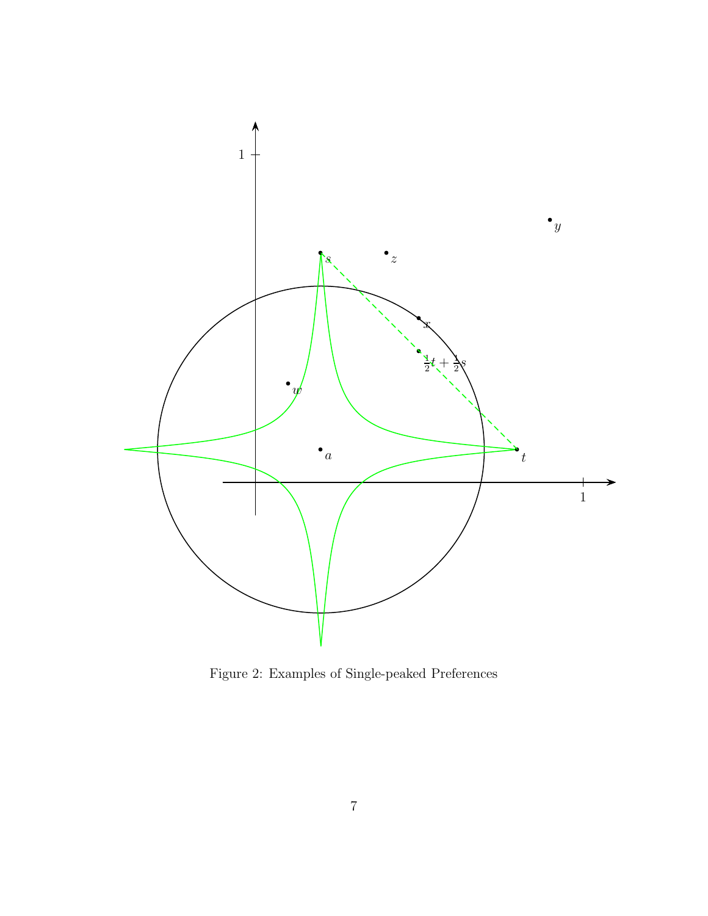1

1

$s$

$z$

$y$

$x$

$\frac{1}{2}t + \frac{1}{2}s$

$w$

$a$

$t$

Figure 2: Examples of Single-peaked Preferences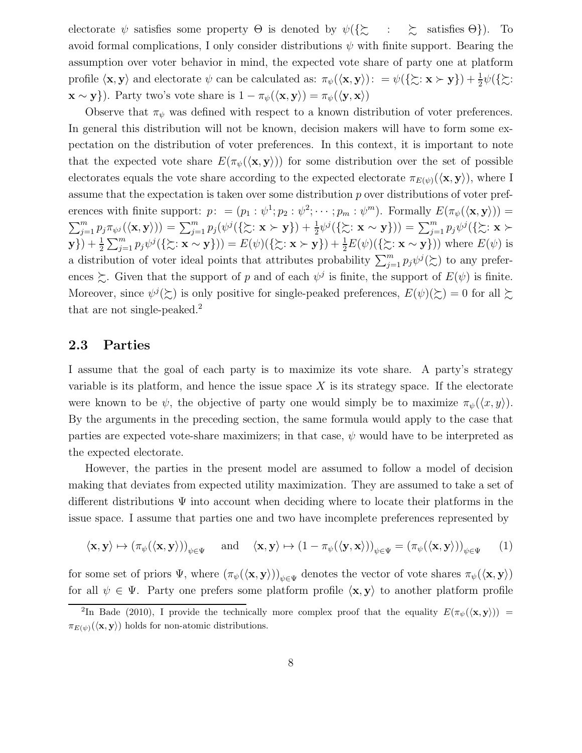electorate $\psi$ satisfies some property $\Theta$ is denoted by $\psi(\{\succsim\ :\ \succsim$ satisfies $\Theta\})$. To avoid formal complications, I only consider distributions $\psi$ with finite support. Bearing the assumption over voter behavior in mind, the expected vote share of party one at platform profile $\langle \mathbf{x}, \mathbf{y}\rangle$ and electorate $\psi$ can be calculated as: $\pi_\psi(\langle \mathbf{x}, \mathbf{y}\rangle) := \psi(\{\succsim: \mathbf{x} \succ \mathbf{y}\}) + \frac{1}{2}\psi(\{\succsim: \mathbf{x} \sim \mathbf{y}\})$. Party two's vote share is $1 - \pi_\psi(\langle \mathbf{x}, \mathbf{y}\rangle) = \pi_\psi(\langle \mathbf{y}, \mathbf{x}\rangle)$

Observe that $\pi_\psi$ was defined with respect to a known distribution of voter preferences. In general this distribution will not be known, decision makers will have to form some expectation on the distribution of voter preferences. In this context, it is important to note that the expected vote share $E(\pi_\psi(\langle \mathbf{x}, \mathbf{y}\rangle))$ for some distribution over the set of possible electorates equals the vote share according to the expected electorate $\pi_{E(\psi)}(\langle \mathbf{x}, \mathbf{y}\rangle)$, where I assume that the expectation is taken over some distribution $p$ over distributions of voter preferences with finite support: $p := (p_1 : \psi^1; p_2 : \psi^2; \cdots ; p_m : \psi^m)$. Formally $E(\pi_\psi(\langle \mathbf{x}, \mathbf{y}\rangle)) = \sum_{j=1}^m p_j \pi_{\psi^j}(\langle \mathbf{x}, \mathbf{y}\rangle)) = \sum_{j=1}^m p_j(\psi^j(\{\succsim: \mathbf{x} \succ \mathbf{y}\}) + \frac{1}{2}\psi^j(\{\succsim: \mathbf{x} \sim \mathbf{y}\})) = \sum_{j=1}^m p_j \psi^j(\{\succsim: \mathbf{x} \succ \mathbf{y}\}) + \frac{1}{2}\sum_{j=1}^m p_j \psi^j(\{\succsim: \mathbf{x} \sim \mathbf{y}\})) = E(\psi)(\{\succsim: \mathbf{x} \succ \mathbf{y}\}) + \frac{1}{2}E(\psi)(\{\succsim: \mathbf{x} \sim \mathbf{y}\}))$ where $E(\psi)$ is a distribution of voter ideal points that attributes probability $\sum_{j=1}^m p_j \psi^j(\succsim)$ to any preferences $\succsim$. Given that the support of $p$ and of each $\psi^j$ is finite, the support of $E(\psi)$ is finite. Moreover, since $\psi^j(\succsim)$ is only positive for single-peaked preferences, $E(\psi)(\succsim) = 0$ for all $\succsim$ that are not single-peaked.[2]

### 2.3 Parties

I assume that the goal of each party is to maximize its vote share. A party's strategy variable is its platform, and hence the issue space $X$ is its strategy space. If the electorate were known to be $\psi$, the objective of party one would simply be to maximize $\pi_\psi(\langle x, y\rangle)$. By the arguments in the preceding section, the same formula would apply to the case that parties are expected vote-share maximizers; in that case, $\psi$ would have to be interpreted as the expected electorate.

However, the parties in the present model are assumed to follow a model of decision making that deviates from expected utility maximization. They are assumed to take a set of different distributions $\Psi$ into account when deciding where to locate their platforms in the issue space. I assume that parties one and two have incomplete preferences represented by

$$\langle \mathbf{x}, \mathbf{y}\rangle \mapsto (\pi_\psi(\langle \mathbf{x}, \mathbf{y}\rangle))_{\psi\in\Psi} \quad \text{and} \quad \langle \mathbf{x}, \mathbf{y}\rangle \mapsto (1 - \pi_\psi(\langle \mathbf{y}, \mathbf{x}\rangle))_{\psi\in\Psi} = (\pi_\psi(\langle \mathbf{x}, \mathbf{y}\rangle))_{\psi\in\Psi} \qquad (1)$$

for some set of priors $\Psi$, where $(\pi_\psi(\langle \mathbf{x}, \mathbf{y}\rangle))_{\psi\in\Psi}$ denotes the vector of vote shares $\pi_\psi(\langle \mathbf{x}, \mathbf{y}\rangle)$ for all $\psi \in \Psi$. Party one prefers some platform profile $\langle \mathbf{x}, \mathbf{y}\rangle$ to another platform profile

[2] In Bade (2010), I provide the technically more complex proof that the equality $E(\pi_\psi(\langle \mathbf{x}, \mathbf{y}\rangle)) = \pi_{E(\psi)}(\langle \mathbf{x}, \mathbf{y}\rangle)$ holds for non-atomic distributions.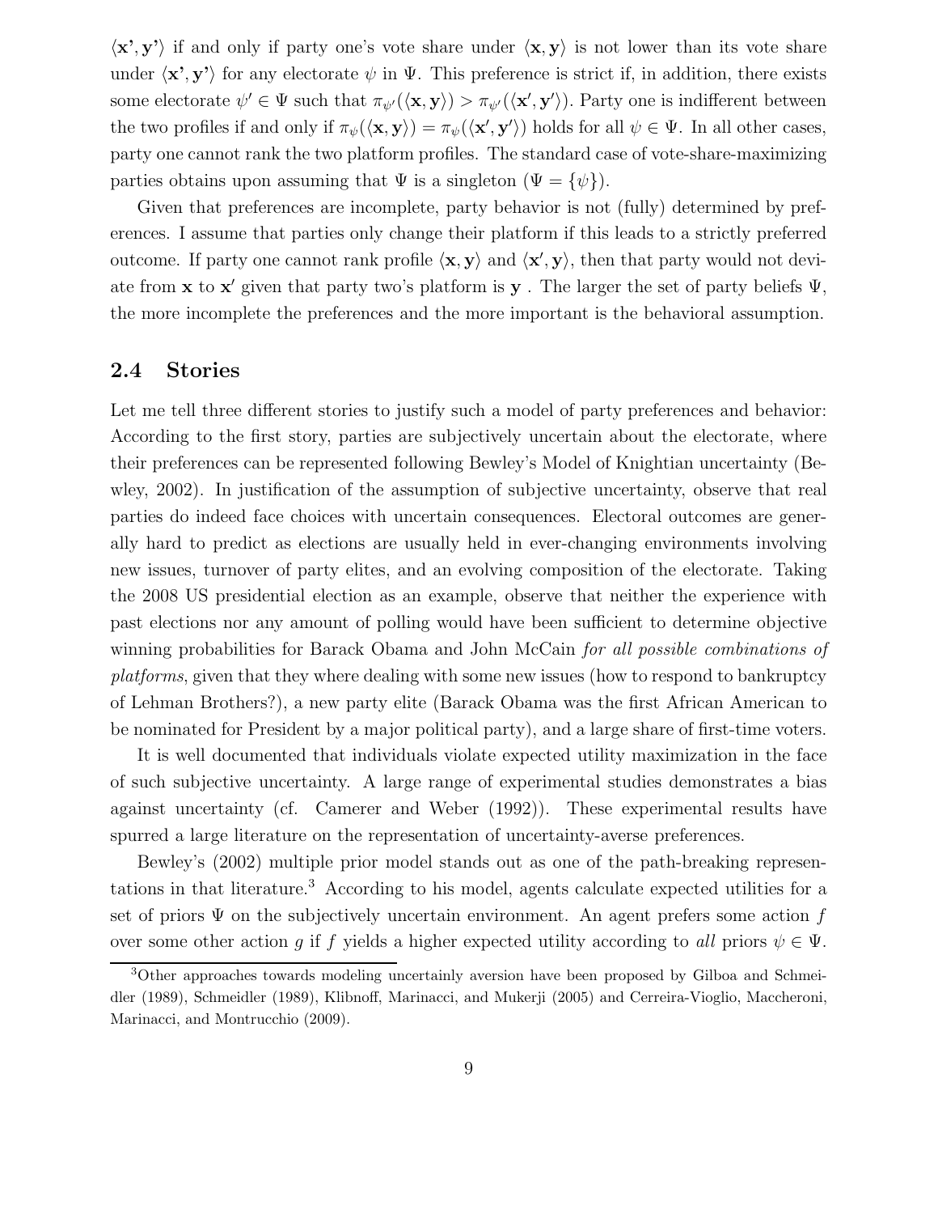$\langle \mathbf{x'}, \mathbf{y'} \rangle$ if and only if party one's vote share under $\langle \mathbf{x}, \mathbf{y} \rangle$ is not lower than its vote share under $\langle \mathbf{x'}, \mathbf{y'} \rangle$ for any electorate $\psi$ in $\Psi$. This preference is strict if, in addition, there exists some electorate $\psi' \in \Psi$ such that $\pi_{\psi'}(\langle \mathbf{x}, \mathbf{y} \rangle) > \pi_{\psi'}(\langle \mathbf{x}', \mathbf{y}' \rangle)$. Party one is indifferent between the two profiles if and only if $\pi_{\psi}(\langle \mathbf{x}, \mathbf{y} \rangle) = \pi_{\psi}(\langle \mathbf{x}', \mathbf{y}' \rangle)$ holds for all $\psi \in \Psi$. In all other cases, party one cannot rank the two platform profiles. The standard case of vote-share-maximizing parties obtains upon assuming that $\Psi$ is a singleton ($\Psi = \{\psi\}$).

Given that preferences are incomplete, party behavior is not (fully) determined by preferences. I assume that parties only change their platform if this leads to a strictly preferred outcome. If party one cannot rank profile $\langle \mathbf{x}, \mathbf{y} \rangle$ and $\langle \mathbf{x}', \mathbf{y} \rangle$, then that party would not deviate from $\mathbf{x}$ to $\mathbf{x}'$ given that party two's platform is $\mathbf{y}$ . The larger the set of party beliefs $\Psi$, the more incomplete the preferences and the more important is the behavioral assumption.

## 2.4 Stories

Let me tell three different stories to justify such a model of party preferences and behavior: According to the first story, parties are subjectively uncertain about the electorate, where their preferences can be represented following Bewley's Model of Knightian uncertainty (Bewley, 2002). In justification of the assumption of subjective uncertainty, observe that real parties do indeed face choices with uncertain consequences. Electoral outcomes are generally hard to predict as elections are usually held in ever-changing environments involving new issues, turnover of party elites, and an evolving composition of the electorate. Taking the 2008 US presidential election as an example, observe that neither the experience with past elections nor any amount of polling would have been sufficient to determine objective winning probabilities for Barack Obama and John McCain *for all possible combinations of platforms*, given that they where dealing with some new issues (how to respond to bankruptcy of Lehman Brothers?), a new party elite (Barack Obama was the first African American to be nominated for President by a major political party), and a large share of first-time voters.

It is well documented that individuals violate expected utility maximization in the face of such subjective uncertainty. A large range of experimental studies demonstrates a bias against uncertainty (cf. Camerer and Weber (1992)). These experimental results have spurred a large literature on the representation of uncertainty-averse preferences.

Bewley's (2002) multiple prior model stands out as one of the path-breaking representations in that literature.[3] According to his model, agents calculate expected utilities for a set of priors $\Psi$ on the subjectively uncertain environment. An agent prefers some action $f$ over some other action $g$ if $f$ yields a higher expected utility according to *all* priors $\psi \in \Psi$.

[3] Other approaches towards modeling uncertainly aversion have been proposed by Gilboa and Schmeidler (1989), Schmeidler (1989), Klibnoff, Marinacci, and Mukerji (2005) and Cerreira-Vioglio, Maccheroni, Marinacci, and Montrucchio (2009).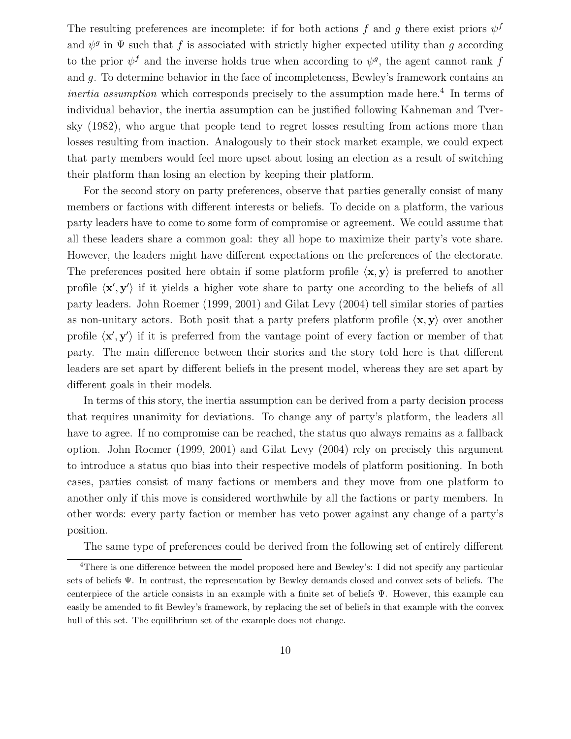The resulting preferences are incomplete: if for both actions $f$ and $g$ there exist priors $\psi^f$ and $\psi^g$ in $\Psi$ such that $f$ is associated with strictly higher expected utility than $g$ according to the prior $\psi^f$ and the inverse holds true when according to $\psi^g$, the agent cannot rank $f$ and $g$. To determine behavior in the face of incompleteness, Bewley's framework contains an *inertia assumption* which corresponds precisely to the assumption made here.[4] In terms of individual behavior, the inertia assumption can be justified following Kahneman and Tversky (1982), who argue that people tend to regret losses resulting from actions more than losses resulting from inaction. Analogously to their stock market example, we could expect that party members would feel more upset about losing an election as a result of switching their platform than losing an election by keeping their platform.

For the second story on party preferences, observe that parties generally consist of many members or factions with different interests or beliefs. To decide on a platform, the various party leaders have to come to some form of compromise or agreement. We could assume that all these leaders share a common goal: they all hope to maximize their party's vote share. However, the leaders might have different expectations on the preferences of the electorate. The preferences posited here obtain if some platform profile $\langle \mathbf{x}, \mathbf{y} \rangle$ is preferred to another profile $\langle \mathbf{x}', \mathbf{y}' \rangle$ if it yields a higher vote share to party one according to the beliefs of all party leaders. John Roemer (1999, 2001) and Gilat Levy (2004) tell similar stories of parties as non-unitary actors. Both posit that a party prefers platform profile $\langle \mathbf{x}, \mathbf{y} \rangle$ over another profile $\langle \mathbf{x}', \mathbf{y}' \rangle$ if it is preferred from the vantage point of every faction or member of that party. The main difference between their stories and the story told here is that different leaders are set apart by different beliefs in the present model, whereas they are set apart by different goals in their models.

In terms of this story, the inertia assumption can be derived from a party decision process that requires unanimity for deviations. To change any of party's platform, the leaders all have to agree. If no compromise can be reached, the status quo always remains as a fallback option. John Roemer (1999, 2001) and Gilat Levy (2004) rely on precisely this argument to introduce a status quo bias into their respective models of platform positioning. In both cases, parties consist of many factions or members and they move from one platform to another only if this move is considered worthwhile by all the factions or party members. In other words: every party faction or member has veto power against any change of a party's position.

The same type of preferences could be derived from the following set of entirely different

[4] There is one difference between the model proposed here and Bewley's: I did not specify any particular sets of beliefs $\Psi$. In contrast, the representation by Bewley demands closed and convex sets of beliefs. The centerpiece of the article consists in an example with a finite set of beliefs $\Psi$. However, this example can easily be amended to fit Bewley's framework, by replacing the set of beliefs in that example with the convex hull of this set. The equilibrium set of the example does not change.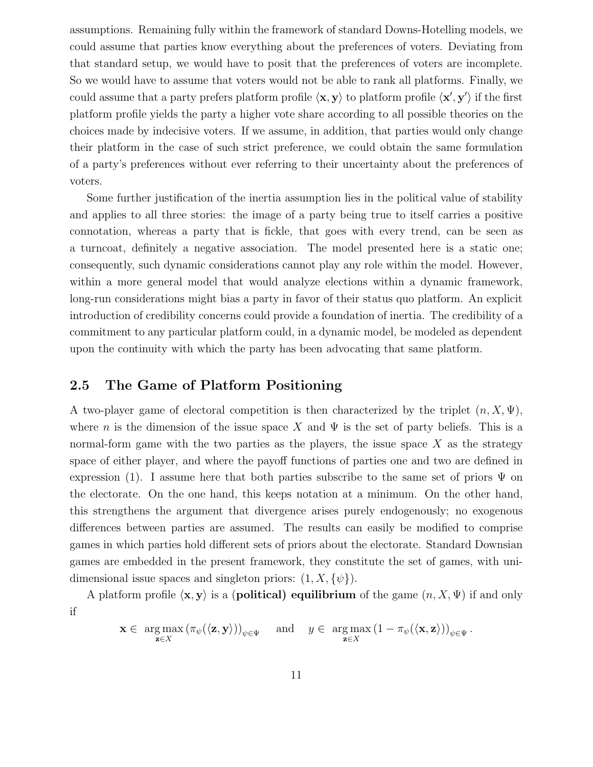assumptions. Remaining fully within the framework of standard Downs-Hotelling models, we could assume that parties know everything about the preferences of voters. Deviating from that standard setup, we would have to posit that the preferences of voters are incomplete. So we would have to assume that voters would not be able to rank all platforms. Finally, we could assume that a party prefers platform profile $\langle \mathbf{x}, \mathbf{y} \rangle$ to platform profile $\langle \mathbf{x}', \mathbf{y}' \rangle$ if the first platform profile yields the party a higher vote share according to all possible theories on the choices made by indecisive voters. If we assume, in addition, that parties would only change their platform in the case of such strict preference, we could obtain the same formulation of a party's preferences without ever referring to their uncertainty about the preferences of voters.

Some further justification of the inertia assumption lies in the political value of stability and applies to all three stories: the image of a party being true to itself carries a positive connotation, whereas a party that is fickle, that goes with every trend, can be seen as a turncoat, definitely a negative association. The model presented here is a static one; consequently, such dynamic considerations cannot play any role within the model. However, within a more general model that would analyze elections within a dynamic framework, long-run considerations might bias a party in favor of their status quo platform. An explicit introduction of credibility concerns could provide a foundation of inertia. The credibility of a commitment to any particular platform could, in a dynamic model, be modeled as dependent upon the continuity with which the party has been advocating that same platform.

## 2.5 The Game of Platform Positioning

A two-player game of electoral competition is then characterized by the triplet $(n, X, \Psi)$, where $n$ is the dimension of the issue space $X$ and $\Psi$ is the set of party beliefs. This is a normal-form game with the two parties as the players, the issue space $X$ as the strategy space of either player, and where the payoff functions of parties one and two are defined in expression (1). I assume here that both parties subscribe to the same set of priors $\Psi$ on the electorate. On the one hand, this keeps notation at a minimum. On the other hand, this strengthens the argument that divergence arises purely endogenously; no exogenous differences between parties are assumed. The results can easily be modified to comprise games in which parties hold different sets of priors about the electorate. Standard Downsian games are embedded in the present framework, they constitute the set of games, with unidimensional issue spaces and singleton priors: $(1, X, \{\psi\})$.

A platform profile $\langle \mathbf{x}, \mathbf{y} \rangle$ is a **(political) equilibrium** of the game $(n, X, \Psi)$ if and only if

$$\mathbf{x} \in \underset{\mathbf{z} \in X}{\arg\max} \left( \pi_\psi(\langle \mathbf{z}, \mathbf{y} \rangle) \right)_{\psi \in \Psi} \quad \text{and} \quad y \in \underset{\mathbf{z} \in X}{\arg\max} \left( 1 - \pi_\psi(\langle \mathbf{x}, \mathbf{z} \rangle) \right)_{\psi \in \Psi}.$$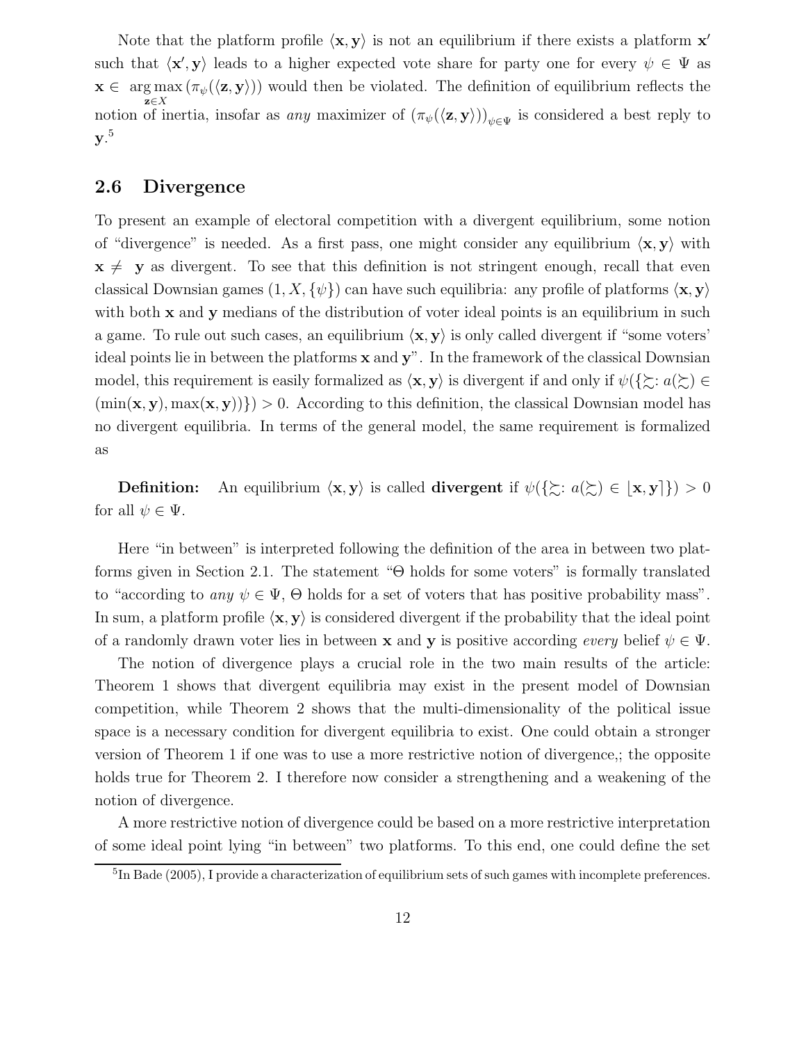Note that the platform profile $\langle \mathbf{x}, \mathbf{y} \rangle$ is not an equilibrium if there exists a platform $\mathbf{x}'$ such that $\langle \mathbf{x}', \mathbf{y} \rangle$ leads to a higher expected vote share for party one for every $\psi \in \Psi$ as $\mathbf{x} \in \underset{\mathbf{z} \in X}{\arg\max} \left( \pi_\psi(\langle \mathbf{z}, \mathbf{y} \rangle) \right)$ would then be violated. The definition of equilibrium reflects the notion of inertia, insofar as *any* maximizer of $\left( \pi_\psi(\langle \mathbf{z}, \mathbf{y} \rangle) \right)_{\psi \in \Psi}$ is considered a best reply to $\mathbf{y}$.[5]

## 2.6 Divergence

To present an example of electoral competition with a divergent equilibrium, some notion of "divergence" is needed. As a first pass, one might consider any equilibrium $\langle \mathbf{x}, \mathbf{y} \rangle$ with $\mathbf{x} \neq \mathbf{y}$ as divergent. To see that this definition is not stringent enough, recall that even classical Downsian games $(1, X, \{\psi\})$ can have such equilibria: any profile of platforms $\langle \mathbf{x}, \mathbf{y} \rangle$ with both $\mathbf{x}$ and $\mathbf{y}$ medians of the distribution of voter ideal points is an equilibrium in such a game. To rule out such cases, an equilibrium $\langle \mathbf{x}, \mathbf{y} \rangle$ is only called divergent if "some voters' ideal points lie in between the platforms $\mathbf{x}$ and $\mathbf{y}$". In the framework of the classical Downsian model, this requirement is easily formalized as $\langle \mathbf{x}, \mathbf{y} \rangle$ is divergent if and only if $\psi(\{\succsim : a(\succsim) \in (\min(\mathbf{x}, \mathbf{y}), \max(\mathbf{x}, \mathbf{y}))\}) > 0$. According to this definition, the classical Downsian model has no divergent equilibria. In terms of the general model, the same requirement is formalized as

**Definition:** An equilibrium $\langle \mathbf{x}, \mathbf{y} \rangle$ is called **divergent** if $\psi(\{\succsim : a(\succsim) \in \lfloor \mathbf{x}, \mathbf{y} \rceil\}) > 0$ for all $\psi \in \Psi$.

Here "in between" is interpreted following the definition of the area in between two platforms given in Section 2.1. The statement "$\Theta$ holds for some voters" is formally translated to "according to *any* $\psi \in \Psi$, $\Theta$ holds for a set of voters that has positive probability mass". In sum, a platform profile $\langle \mathbf{x}, \mathbf{y} \rangle$ is considered divergent if the probability that the ideal point of a randomly drawn voter lies in between $\mathbf{x}$ and $\mathbf{y}$ is positive according *every* belief $\psi \in \Psi$.

The notion of divergence plays a crucial role in the two main results of the article: Theorem 1 shows that divergent equilibria may exist in the present model of Downsian competition, while Theorem 2 shows that the multi-dimensionality of the political issue space is a necessary condition for divergent equilibria to exist. One could obtain a stronger version of Theorem 1 if one was to use a more restrictive notion of divergence,; the opposite holds true for Theorem 2. I therefore now consider a strengthening and a weakening of the notion of divergence.

A more restrictive notion of divergence could be based on a more restrictive interpretation of some ideal point lying "in between" two platforms. To this end, one could define the set

[5] In Bade (2005), I provide a characterization of equilibrium sets of such games with incomplete preferences.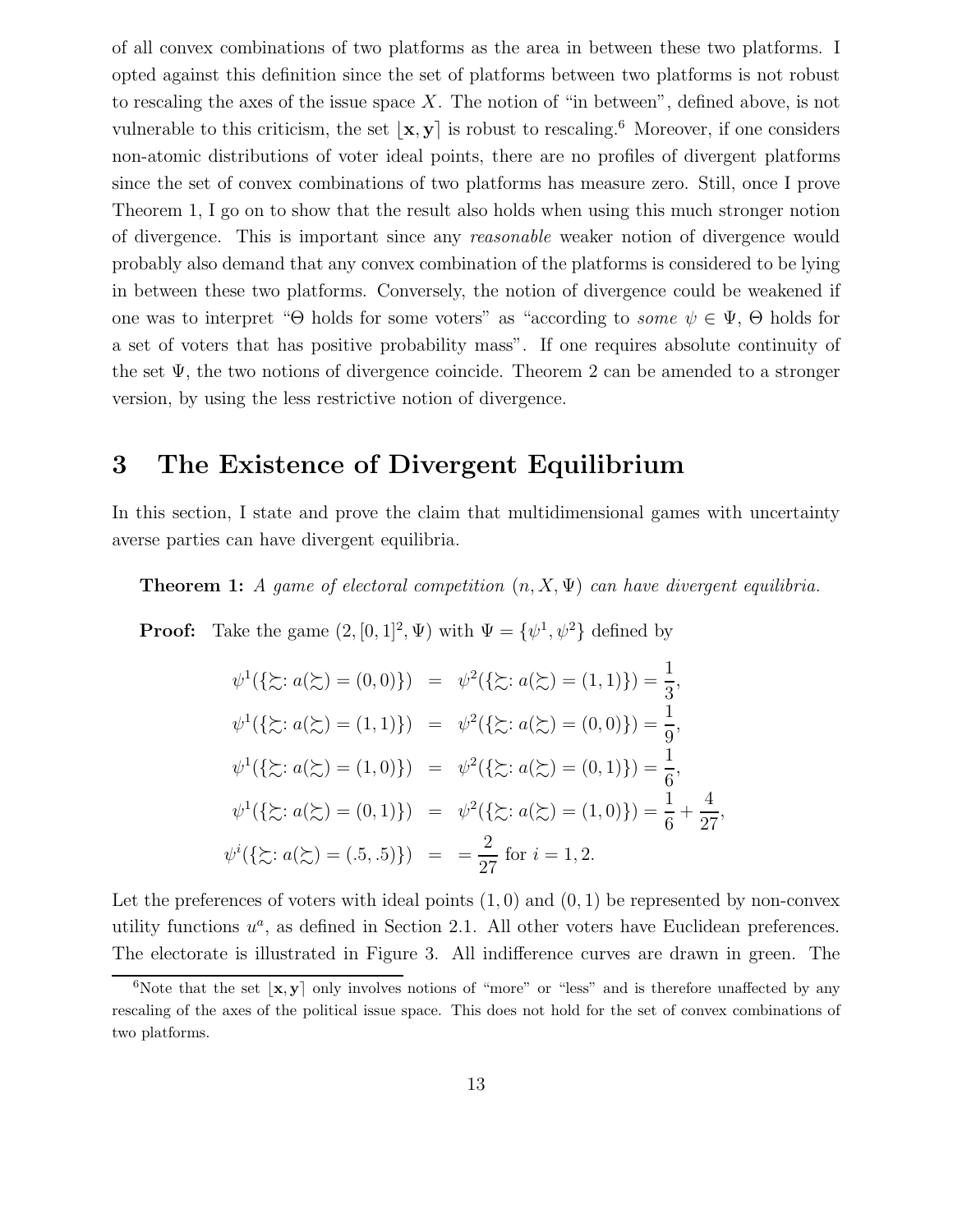of all convex combinations of two platforms as the area in between these two platforms. I opted against this definition since the set of platforms between two platforms is not robust to rescaling the axes of the issue space $X$. The notion of "in between", defined above, is not vulnerable to this criticism, the set $\lfloor \mathbf{x}, \mathbf{y} \rceil$ is robust to rescaling.[6] Moreover, if one considers non-atomic distributions of voter ideal points, there are no profiles of divergent platforms since the set of convex combinations of two platforms has measure zero. Still, once I prove Theorem 1, I go on to show that the result also holds when using this much stronger notion of divergence. This is important since any *reasonable* weaker notion of divergence would probably also demand that any convex combination of the platforms is considered to be lying in between these two platforms. Conversely, the notion of divergence could be weakened if one was to interpret "$\Theta$ holds for some voters" as "according to *some* $\psi \in \Psi$, $\Theta$ holds for a set of voters that has positive probability mass". If one requires absolute continuity of the set $\Psi$, the two notions of divergence coincide. Theorem 2 can be amended to a stronger version, by using the less restrictive notion of divergence.

# 3 The Existence of Divergent Equilibrium

In this section, I state and prove the claim that multidimensional games with uncertainty averse parties can have divergent equilibria.

**Theorem 1:** *A game of electoral competition $(n, X, \Psi)$ can have divergent equilibria.*

**Proof:** Take the game $(2, [0,1]^2, \Psi)$ with $\Psi = \{\psi^1, \psi^2\}$ defined by

$$\begin{aligned}
\psi^1(\{\succsim : a(\succsim) = (0,0)\}) &= \psi^2(\{\succsim : a(\succsim) = (1,1)\}) = \frac{1}{3}, \\
\psi^1(\{\succsim : a(\succsim) = (1,1)\}) &= \psi^2(\{\succsim : a(\succsim) = (0,0)\}) = \frac{1}{9}, \\
\psi^1(\{\succsim : a(\succsim) = (1,0)\}) &= \psi^2(\{\succsim : a(\succsim) = (0,1)\}) = \frac{1}{6}, \\
\psi^1(\{\succsim : a(\succsim) = (0,1)\}) &= \psi^2(\{\succsim : a(\succsim) = (1,0)\}) = \frac{1}{6} + \frac{4}{27}, \\
\psi^i(\{\succsim : a(\succsim) = (.5,.5)\}) &= \; = \frac{2}{27} \text{ for } i = 1, 2.
\end{aligned}$$

Let the preferences of voters with ideal points $(1,0)$ and $(0,1)$ be represented by non-convex utility functions $u^a$, as defined in Section 2.1. All other voters have Euclidean preferences. The electorate is illustrated in Figure 3. All indifference curves are drawn in green. The

[6] Note that the set $\lfloor \mathbf{x}, \mathbf{y} \rceil$ only involves notions of "more" or "less" and is therefore unaffected by any rescaling of the axes of the political issue space. This does not hold for the set of convex combinations of two platforms.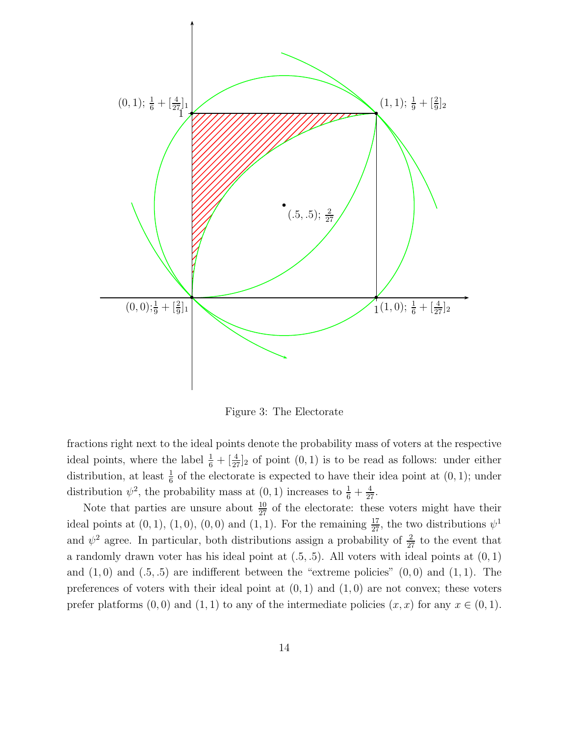(0, 1); $\frac{1}{6} + [\frac{4}{27}]_1$

(1, 1); $\frac{1}{9} + [\frac{2}{9}]_2$

(.5, .5); $\frac{2}{27}$

(0, 0); $\frac{1}{9} + [\frac{2}{9}]_1$

(1, 0); $\frac{1}{6} + [\frac{4}{27}]_2$

1

1

Figure 3: The Electorate

fractions right next to the ideal points denote the probability mass of voters at the respective ideal points, where the label $\frac{1}{6} + [\frac{4}{27}]_2$ of point $(0, 1)$ is to be read as follows: under either distribution, at least $\frac{1}{6}$ of the electorate is expected to have their idea point at $(0, 1)$; under distribution $\psi^2$, the probability mass at $(0, 1)$ increases to $\frac{1}{6} + \frac{4}{27}$.

Note that parties are unsure about $\frac{10}{27}$ of the electorate: these voters might have their ideal points at $(0, 1)$, $(1, 0)$, $(0, 0)$ and $(1, 1)$. For the remaining $\frac{17}{27}$, the two distributions $\psi^1$ and $\psi^2$ agree. In particular, both distributions assign a probability of $\frac{2}{27}$ to the event that a randomly drawn voter has his ideal point at $(.5, .5)$. All voters with ideal points at $(0, 1)$ and $(1, 0)$ and $(.5, .5)$ are indifferent between the "extreme policies" $(0, 0)$ and $(1, 1)$. The preferences of voters with their ideal point at $(0, 1)$ and $(1, 0)$ are not convex; these voters prefer platforms $(0, 0)$ and $(1, 1)$ to any of the intermediate policies $(x, x)$ for any $x \in (0, 1)$.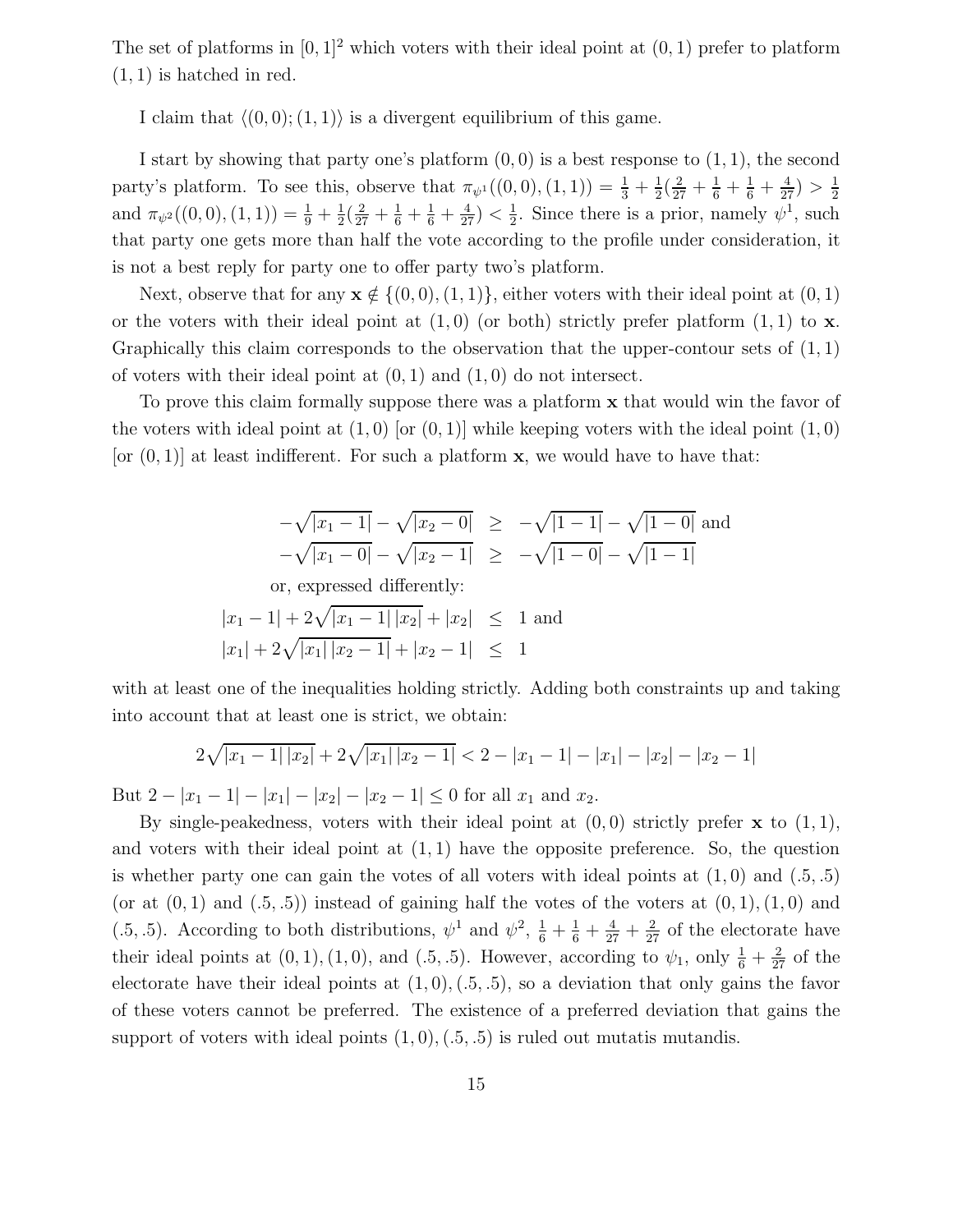The set of platforms in $[0,1]^2$ which voters with their ideal point at $(0,1)$ prefer to platform $(1,1)$ is hatched in red.

I claim that $\langle(0,0);(1,1)\rangle$ is a divergent equilibrium of this game.

I start by showing that party one's platform $(0,0)$ is a best response to $(1,1)$, the second party's platform. To see this, observe that $\pi_{\psi^1}((0,0),(1,1)) = \frac{1}{3} + \frac{1}{2}(\frac{2}{27} + \frac{1}{6} + \frac{1}{6} + \frac{4}{27}) > \frac{1}{2}$ and $\pi_{\psi^2}((0,0),(1,1)) = \frac{1}{9} + \frac{1}{2}(\frac{2}{27} + \frac{1}{6} + \frac{1}{6} + \frac{4}{27}) < \frac{1}{2}$. Since there is a prior, namely $\psi^1$, such that party one gets more than half the vote according to the profile under consideration, it is not a best reply for party one to offer party two's platform.

Next, observe that for any $\mathbf{x} \notin \{(0,0),(1,1)\}$, either voters with their ideal point at $(0,1)$ or the voters with their ideal point at $(1,0)$ (or both) strictly prefer platform $(1,1)$ to $\mathbf{x}$. Graphically this claim corresponds to the observation that the upper-contour sets of $(1,1)$ of voters with their ideal point at $(0,1)$ and $(1,0)$ do not intersect.

To prove this claim formally suppose there was a platform $\mathbf{x}$ that would win the favor of the voters with ideal point at $(1,0)$ [or $(0,1)$] while keeping voters with the ideal point $(1,0)$ [or $(0,1)$] at least indifferent. For such a platform $\mathbf{x}$, we would have to have that:

$$
\begin{aligned}
-\sqrt{|x_1 - 1|} - \sqrt{|x_2 - 0|} &\geq -\sqrt{|1-1|} - \sqrt{|1-0|} \text{ and} \\
-\sqrt{|x_1 - 0|} - \sqrt{|x_2 - 1|} &\geq -\sqrt{|1-0|} - \sqrt{|1-1|} \\
&\text{or, expressed differently:} \\
|x_1 - 1| + 2\sqrt{|x_1 - 1|\,|x_2|} + |x_2| &\leq 1 \text{ and} \\
|x_1| + 2\sqrt{|x_1|\,|x_2 - 1|} + |x_2 - 1| &\leq 1
\end{aligned}
$$

with at least one of the inequalities holding strictly. Adding both constraints up and taking into account that at least one is strict, we obtain:

$$2\sqrt{|x_1 - 1|\,|x_2|} + 2\sqrt{|x_1|\,|x_2 - 1|} < 2 - |x_1 - 1| - |x_1| - |x_2| - |x_2 - 1|$$

But $2 - |x_1 - 1| - |x_1| - |x_2| - |x_2 - 1| \leq 0$ for all $x_1$ and $x_2$.

By single-peakedness, voters with their ideal point at $(0,0)$ strictly prefer $\mathbf{x}$ to $(1,1)$, and voters with their ideal point at $(1,1)$ have the opposite preference. So, the question is whether party one can gain the votes of all voters with ideal points at $(1,0)$ and $(.5,.5)$ (or at $(0,1)$ and $(.5,.5)$) instead of gaining half the votes of the voters at $(0,1),(1,0)$ and $(.5,.5)$. According to both distributions, $\psi^1$ and $\psi^2$, $\frac{1}{6} + \frac{1}{6} + \frac{4}{27} + \frac{2}{27}$ of the electorate have their ideal points at $(0,1),(1,0)$, and $(.5,.5)$. However, according to $\psi_1$, only $\frac{1}{6} + \frac{2}{27}$ of the electorate have their ideal points at $(1,0),(.5,.5)$, so a deviation that only gains the favor of these voters cannot be preferred. The existence of a preferred deviation that gains the support of voters with ideal points $(1,0),(.5,.5)$ is ruled out mutatis mutandis.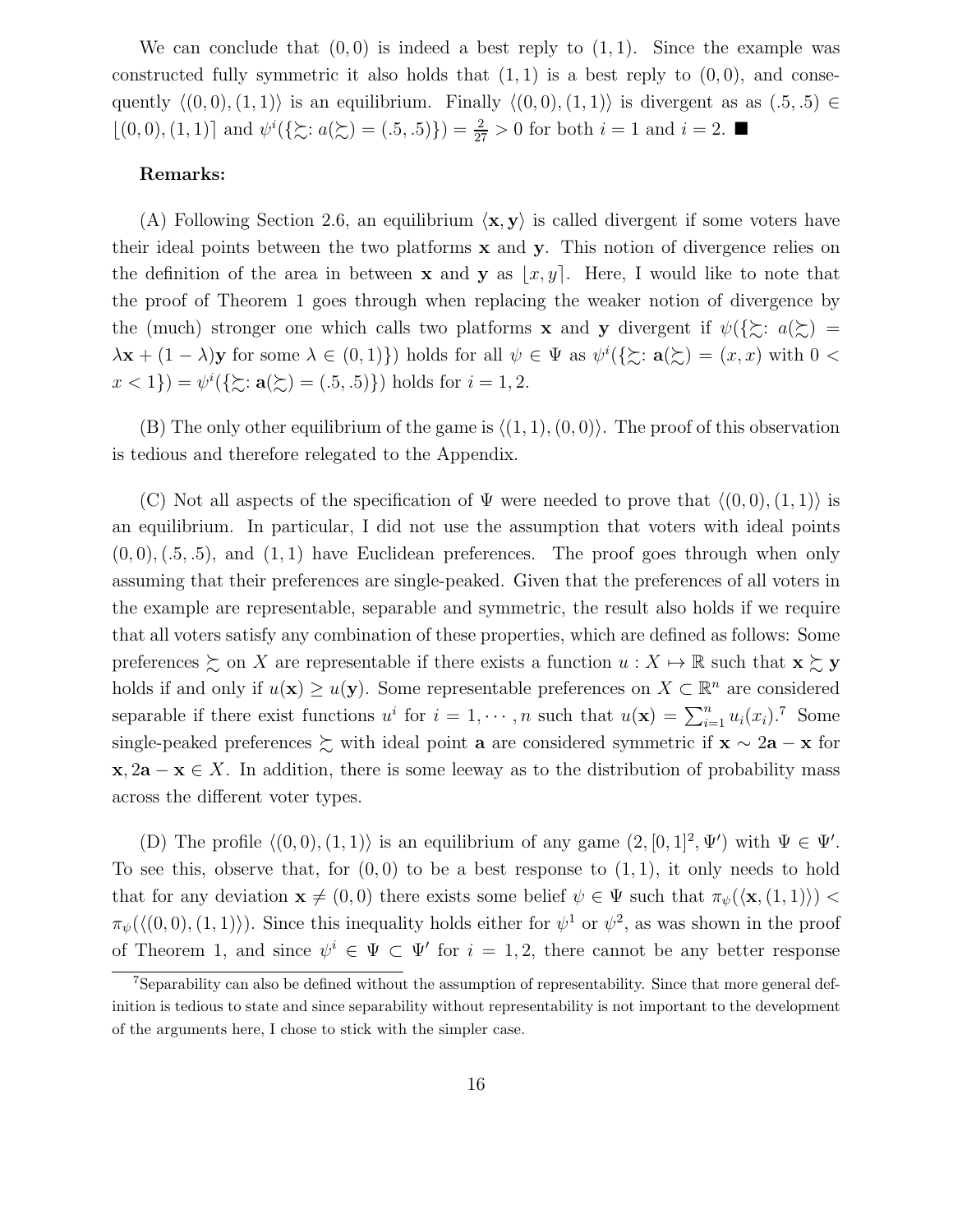We can conclude that $(0, 0)$ is indeed a best reply to $(1, 1)$. Since the example was constructed fully symmetric it also holds that $(1, 1)$ is a best reply to $(0, 0)$, and consequently $\langle(0, 0), (1, 1)\rangle$ is an equilibrium. Finally $\langle(0, 0), (1, 1)\rangle$ is divergent as as $(.5, .5) \in \lfloor(0, 0), (1, 1)\rceil$ and $\psi^i(\{\succsim: a(\succsim) = (.5, .5)\}) = \frac{2}{27} > 0$ for both $i = 1$ and $i = 2$. ■

**Remarks:**

(A) Following Section 2.6, an equilibrium $\langle \mathbf{x}, \mathbf{y}\rangle$ is called divergent if some voters have their ideal points between the two platforms $\mathbf{x}$ and $\mathbf{y}$. This notion of divergence relies on the definition of the area in between $\mathbf{x}$ and $\mathbf{y}$ as $\lfloor x, y\rceil$. Here, I would like to note that the proof of Theorem 1 goes through when replacing the weaker notion of divergence by the (much) stronger one which calls two platforms $\mathbf{x}$ and $\mathbf{y}$ divergent if $\psi(\{\succsim: a(\succsim) = \lambda\mathbf{x} + (1 - \lambda)\mathbf{y}$ for some $\lambda \in (0, 1)\})$ holds for all $\psi \in \Psi$ as $\psi^i(\{\succsim: \mathbf{a}(\succsim) = (x, x)$ with $0 < x < 1\}) = \psi^i(\{\succsim: \mathbf{a}(\succsim) = (.5, .5)\})$ holds for $i = 1, 2$.

(B) The only other equilibrium of the game is $\langle(1, 1), (0, 0)\rangle$. The proof of this observation is tedious and therefore relegated to the Appendix.

(C) Not all aspects of the specification of $\Psi$ were needed to prove that $\langle(0, 0), (1, 1)\rangle$ is an equilibrium. In particular, I did not use the assumption that voters with ideal points $(0, 0), (.5, .5)$, and $(1, 1)$ have Euclidean preferences. The proof goes through when only assuming that their preferences are single-peaked. Given that the preferences of all voters in the example are representable, separable and symmetric, the result also holds if we require that all voters satisfy any combination of these properties, which are defined as follows: Some preferences $\succsim$ on $X$ are representable if there exists a function $u : X \mapsto \mathbb{R}$ such that $\mathbf{x} \succsim \mathbf{y}$ holds if and only if $u(\mathbf{x}) \geq u(\mathbf{y})$. Some representable preferences on $X \subset \mathbb{R}^n$ are considered separable if there exist functions $u^i$ for $i = 1, \cdots, n$ such that $u(\mathbf{x}) = \sum_{i=1}^n u_i(x_i)$.[7] Some single-peaked preferences $\succsim$ with ideal point $\mathbf{a}$ are considered symmetric if $\mathbf{x} \sim 2\mathbf{a} - \mathbf{x}$ for $\mathbf{x}, 2\mathbf{a} - \mathbf{x} \in X$. In addition, there is some leeway as to the distribution of probability mass across the different voter types.

(D) The profile $\langle(0, 0), (1, 1)\rangle$ is an equilibrium of any game $(2, [0, 1]^2, \Psi')$ with $\Psi \in \Psi'$. To see this, observe that, for $(0, 0)$ to be a best response to $(1, 1)$, it only needs to hold that for any deviation $\mathbf{x} \neq (0, 0)$ there exists some belief $\psi \in \Psi$ such that $\pi_\psi(\langle \mathbf{x}, (1, 1)\rangle) < \pi_\psi(\langle(0, 0), (1, 1)\rangle)$. Since this inequality holds either for $\psi^1$ or $\psi^2$, as was shown in the proof of Theorem 1, and since $\psi^i \in \Psi \subset \Psi'$ for $i = 1, 2$, there cannot be any better response

[7] Separability can also be defined without the assumption of representability. Since that more general definition is tedious to state and since separability without representability is not important to the development of the arguments here, I chose to stick with the simpler case.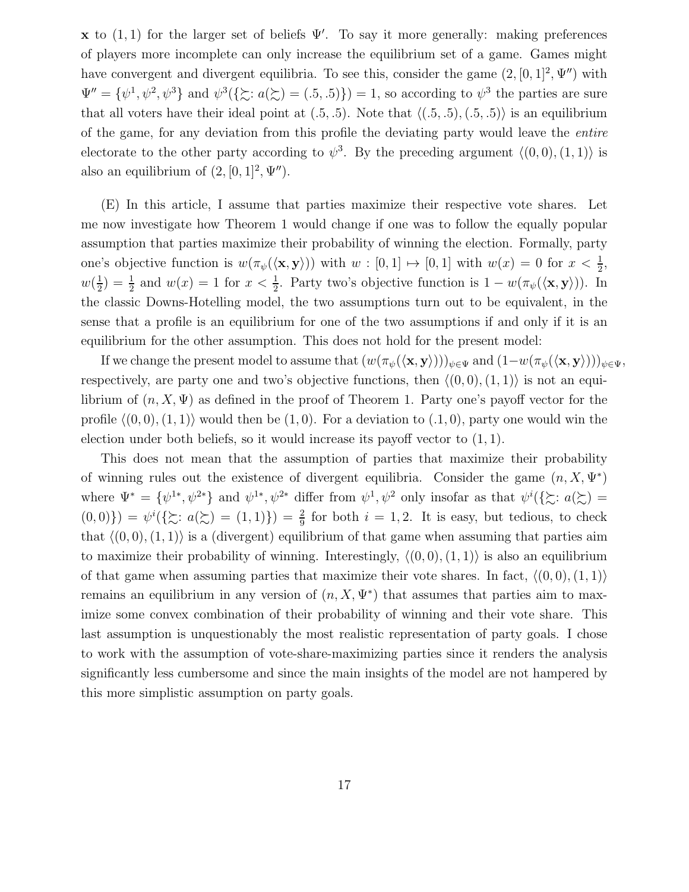$\mathbf{x}$ to $(1,1)$ for the larger set of beliefs $\Psi'$. To say it more generally: making preferences of players more incomplete can only increase the equilibrium set of a game. Games might have convergent and divergent equilibria. To see this, consider the game $(2, [0,1]^2, \Psi'')$ with $\Psi'' = \{\psi^1, \psi^2, \psi^3\}$ and $\psi^3(\{\succsim : a(\succsim) = (.5,.5)\}) = 1$, so according to $\psi^3$ the parties are sure that all voters have their ideal point at $(.5,.5)$. Note that $\langle(.5,.5),(.5,.5)\rangle$ is an equilibrium of the game, for any deviation from this profile the deviating party would leave the *entire* electorate to the other party according to $\psi^3$. By the preceding argument $\langle(0,0),(1,1)\rangle$ is also an equilibrium of $(2, [0,1]^2, \Psi'')$.

(E) In this article, I assume that parties maximize their respective vote shares. Let me now investigate how Theorem 1 would change if one was to follow the equally popular assumption that parties maximize their probability of winning the election. Formally, party one's objective function is $w(\pi_\psi(\langle\mathbf{x},\mathbf{y}\rangle))$ with $w : [0,1] \mapsto [0,1]$ with $w(x) = 0$ for $x < \frac{1}{2}$, $w(\frac{1}{2}) = \frac{1}{2}$ and $w(x) = 1$ for $x < \frac{1}{2}$. Party two's objective function is $1 - w(\pi_\psi(\langle\mathbf{x},\mathbf{y}\rangle))$. In the classic Downs-Hotelling model, the two assumptions turn out to be equivalent, in the sense that a profile is an equilibrium for one of the two assumptions if and only if it is an equilibrium for the other assumption. This does not hold for the present model:

If we change the present model to assume that $(w(\pi_\psi(\langle\mathbf{x},\mathbf{y}\rangle)))_{\psi\in\Psi}$ and $(1-w(\pi_\psi(\langle\mathbf{x},\mathbf{y}\rangle)))_{\psi\in\Psi}$, respectively, are party one and two's objective functions, then $\langle(0,0),(1,1)\rangle$ is not an equilibrium of $(n, X, \Psi)$ as defined in the proof of Theorem 1. Party one's payoff vector for the profile $\langle(0,0),(1,1)\rangle$ would then be $(1,0)$. For a deviation to $(.1,0)$, party one would win the election under both beliefs, so it would increase its payoff vector to $(1,1)$.

This does not mean that the assumption of parties that maximize their probability of winning rules out the existence of divergent equilibria. Consider the game $(n, X, \Psi^*)$ where $\Psi^* = \{\psi^{1*}, \psi^{2*}\}$ and $\psi^{1*}, \psi^{2*}$ differ from $\psi^1, \psi^2$ only insofar as that $\psi^i(\{\succsim : a(\succsim) = (0,0)\}) = \psi^i(\{\succsim : a(\succsim) = (1,1)\}) = \frac{2}{9}$ for both $i = 1,2$. It is easy, but tedious, to check that $\langle(0,0),(1,1)\rangle$ is a (divergent) equilibrium of that game when assuming that parties aim to maximize their probability of winning. Interestingly, $\langle(0,0),(1,1)\rangle$ is also an equilibrium of that game when assuming parties that maximize their vote shares. In fact, $\langle(0,0),(1,1)\rangle$ remains an equilibrium in any version of $(n, X, \Psi^*)$ that assumes that parties aim to maximize some convex combination of their probability of winning and their vote share. This last assumption is unquestionably the most realistic representation of party goals. I chose to work with the assumption of vote-share-maximizing parties since it renders the analysis significantly less cumbersome and since the main insights of the model are not hampered by this more simplistic assumption on party goals.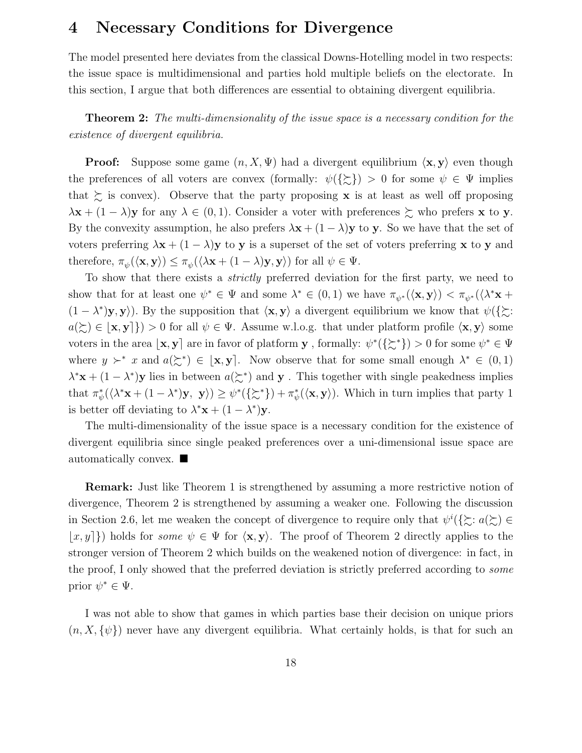# 4 Necessary Conditions for Divergence

The model presented here deviates from the classical Downs-Hotelling model in two respects: the issue space is multidimensional and parties hold multiple beliefs on the electorate. In this section, I argue that both differences are essential to obtaining divergent equilibria.

**Theorem 2:** *The multi-dimensionality of the issue space is a necessary condition for the existence of divergent equilibria.*

**Proof:** Suppose some game $(n, X, \Psi)$ had a divergent equilibrium $\langle \mathbf{x}, \mathbf{y} \rangle$ even though the preferences of all voters are convex (formally: $\psi(\{\succsim\}) > 0$ for some $\psi \in \Psi$ implies that $\succsim$ is convex). Observe that the party proposing $\mathbf{x}$ is at least as well off proposing $\lambda\mathbf{x} + (1-\lambda)\mathbf{y}$ for any $\lambda \in (0, 1)$. Consider a voter with preferences $\succsim$ who prefers $\mathbf{x}$ to $\mathbf{y}$. By the convexity assumption, he also prefers $\lambda\mathbf{x} + (1-\lambda)\mathbf{y}$ to $\mathbf{y}$. So we have that the set of voters preferring $\lambda\mathbf{x} + (1-\lambda)\mathbf{y}$ to $\mathbf{y}$ is a superset of the set of voters preferring $\mathbf{x}$ to $\mathbf{y}$ and therefore, $\pi_\psi(\langle \mathbf{x}, \mathbf{y} \rangle) \leq \pi_\psi(\langle \lambda\mathbf{x} + (1-\lambda)\mathbf{y}, \mathbf{y} \rangle)$ for all $\psi \in \Psi$.

To show that there exists a *strictly* preferred deviation for the first party, we need to show that for at least one $\psi^* \in \Psi$ and some $\lambda^* \in (0, 1)$ we have $\pi_{\psi^*}(\langle \mathbf{x}, \mathbf{y} \rangle) < \pi_{\psi^*}(\langle \lambda^*\mathbf{x} + (1-\lambda^*)\mathbf{y}, \mathbf{y} \rangle)$. By the supposition that $\langle \mathbf{x}, \mathbf{y} \rangle$ a divergent equilibrium we know that $\psi(\{\succsim : a(\succsim) \in \lfloor \mathbf{x}, \mathbf{y} \rceil\}) > 0$ for all $\psi \in \Psi$. Assume w.l.o.g. that under platform profile $\langle \mathbf{x}, \mathbf{y} \rangle$ some voters in the area $\lfloor \mathbf{x}, \mathbf{y} \rceil$ are in favor of platform $\mathbf{y}$ , formally: $\psi^*(\{\succsim^*\}) > 0$ for some $\psi^* \in \Psi$ where $y \succ^* x$ and $a(\succsim^*) \in \lfloor \mathbf{x}, \mathbf{y} \rceil$. Now observe that for some small enough $\lambda^* \in (0, 1)$ $\lambda^*\mathbf{x} + (1-\lambda^*)\mathbf{y}$ lies in between $a(\succsim^*)$ and $\mathbf{y}$ . This together with single peakedness implies that $\pi^*_\psi(\langle \lambda^*\mathbf{x} + (1-\lambda^*)\mathbf{y},\ \mathbf{y} \rangle) \geq \psi^*(\{\succsim^*\}) + \pi^*_\psi(\langle \mathbf{x}, \mathbf{y} \rangle)$. Which in turn implies that party 1 is better off deviating to $\lambda^*\mathbf{x} + (1-\lambda^*)\mathbf{y}$.

The multi-dimensionality of the issue space is a necessary condition for the existence of divergent equilibria since single peaked preferences over a uni-dimensional issue space are automatically convex. ■

**Remark:** Just like Theorem 1 is strengthened by assuming a more restrictive notion of divergence, Theorem 2 is strengthened by assuming a weaker one. Following the discussion in Section 2.6, let me weaken the concept of divergence to require only that $\psi^i(\{\succsim : a(\succsim) \in \lfloor x, y \rceil\})$ holds for *some* $\psi \in \Psi$ for $\langle \mathbf{x}, \mathbf{y} \rangle$. The proof of Theorem 2 directly applies to the stronger version of Theorem 2 which builds on the weakened notion of divergence: in fact, in the proof, I only showed that the preferred deviation is strictly preferred according to *some* prior $\psi^* \in \Psi$.

I was not able to show that games in which parties base their decision on unique priors $(n, X, \{\psi\})$ never have any divergent equilibria. What certainly holds, is that for such an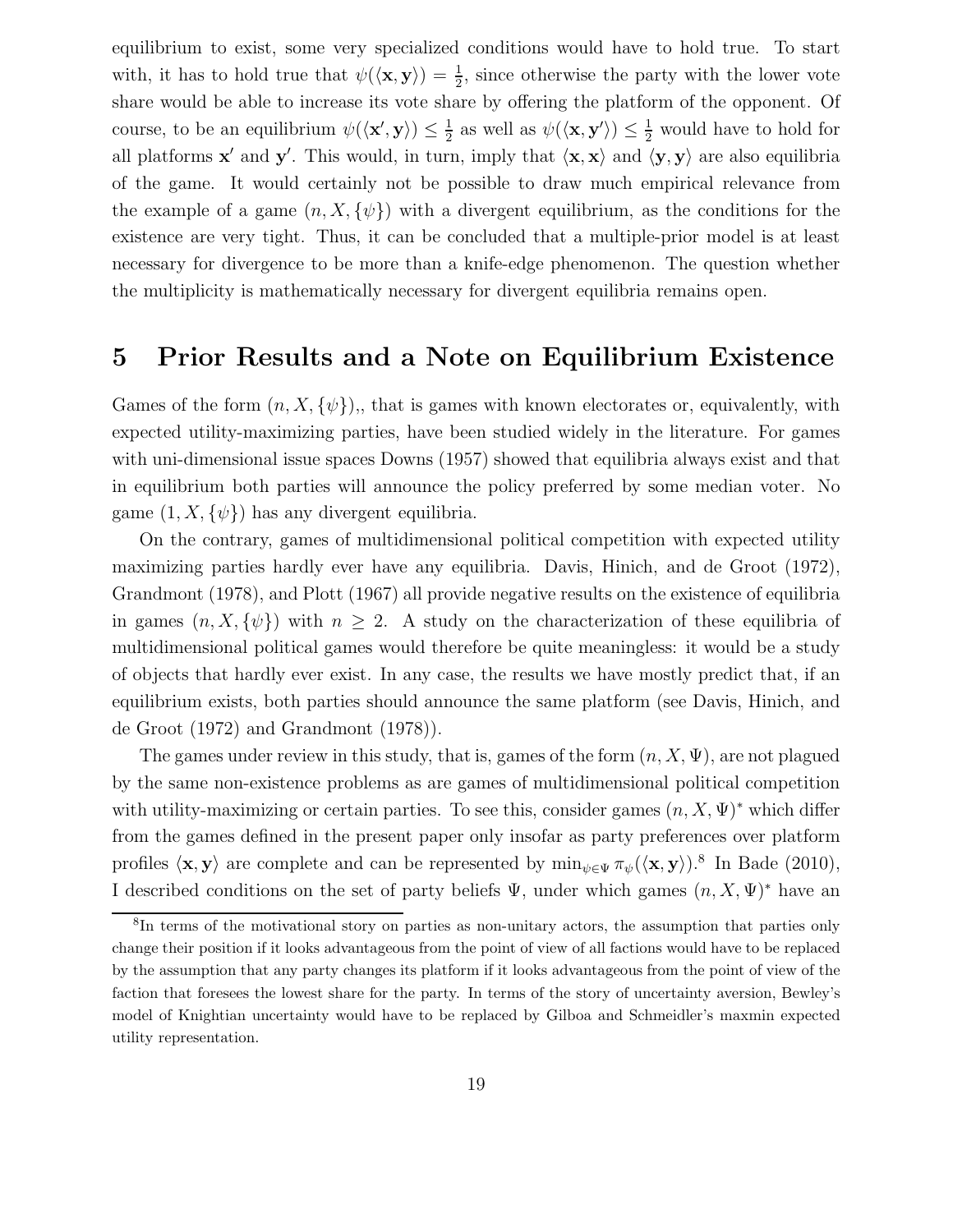equilibrium to exist, some very specialized conditions would have to hold true. To start with, it has to hold true that $\psi(\langle \mathbf{x}, \mathbf{y} \rangle) = \frac{1}{2}$, since otherwise the party with the lower vote share would be able to increase its vote share by offering the platform of the opponent. Of course, to be an equilibrium $\psi(\langle \mathbf{x}', \mathbf{y} \rangle) \leq \frac{1}{2}$ as well as $\psi(\langle \mathbf{x}, \mathbf{y}' \rangle) \leq \frac{1}{2}$ would have to hold for all platforms $\mathbf{x}'$ and $\mathbf{y}'$. This would, in turn, imply that $\langle \mathbf{x}, \mathbf{x} \rangle$ and $\langle \mathbf{y}, \mathbf{y} \rangle$ are also equilibria of the game. It would certainly not be possible to draw much empirical relevance from the example of a game $(n, X, \{\psi\})$ with a divergent equilibrium, as the conditions for the existence are very tight. Thus, it can be concluded that a multiple-prior model is at least necessary for divergence to be more than a knife-edge phenomenon. The question whether the multiplicity is mathematically necessary for divergent equilibria remains open.

# 5 Prior Results and a Note on Equilibrium Existence

Games of the form $(n, X, \{\psi\})$,, that is games with known electorates or, equivalently, with expected utility-maximizing parties, have been studied widely in the literature. For games with uni-dimensional issue spaces Downs (1957) showed that equilibria always exist and that in equilibrium both parties will announce the policy preferred by some median voter. No game $(1, X, \{\psi\})$ has any divergent equilibria.

On the contrary, games of multidimensional political competition with expected utility maximizing parties hardly ever have any equilibria. Davis, Hinich, and de Groot (1972), Grandmont (1978), and Plott (1967) all provide negative results on the existence of equilibria in games $(n, X, \{\psi\})$ with $n \geq 2$. A study on the characterization of these equilibria of multidimensional political games would therefore be quite meaningless: it would be a study of objects that hardly ever exist. In any case, the results we have mostly predict that, if an equilibrium exists, both parties should announce the same platform (see Davis, Hinich, and de Groot (1972) and Grandmont (1978)).

The games under review in this study, that is, games of the form $(n, X, \Psi)$, are not plagued by the same non-existence problems as are games of multidimensional political competition with utility-maximizing or certain parties. To see this, consider games $(n, X, \Psi)^*$ which differ from the games defined in the present paper only insofar as party preferences over platform profiles $\langle \mathbf{x}, \mathbf{y} \rangle$ are complete and can be represented by $\min_{\psi \in \Psi} \pi_\psi(\langle \mathbf{x}, \mathbf{y} \rangle)$.[8] In Bade (2010), I described conditions on the set of party beliefs $\Psi$, under which games $(n, X, \Psi)^*$ have an

[8] In terms of the motivational story on parties as non-unitary actors, the assumption that parties only change their position if it looks advantageous from the point of view of all factions would have to be replaced by the assumption that any party changes its platform if it looks advantageous from the point of view of the faction that foresees the lowest share for the party. In terms of the story of uncertainty aversion, Bewley's model of Knightian uncertainty would have to be replaced by Gilboa and Schmeidler's maxmin expected utility representation.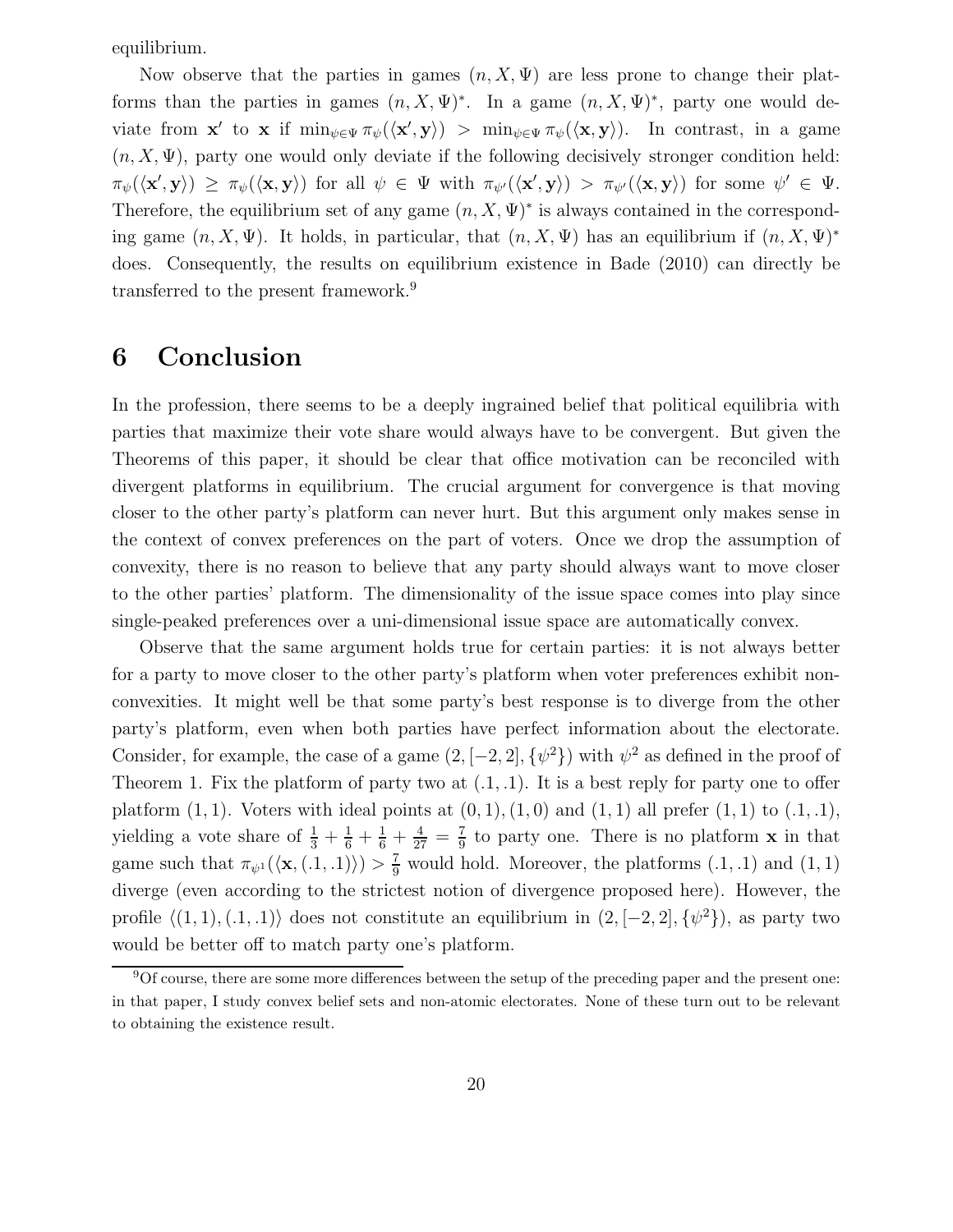equilibrium.

Now observe that the parties in games $(n, X, \Psi)$ are less prone to change their platforms than the parties in games $(n, X, \Psi)^*$. In a game $(n, X, \Psi)^*$, party one would deviate from $\mathbf{x}'$ to $\mathbf{x}$ if $\min_{\psi \in \Psi} \pi_\psi(\langle \mathbf{x}', \mathbf{y} \rangle) > \min_{\psi \in \Psi} \pi_\psi(\langle \mathbf{x}, \mathbf{y} \rangle)$. In contrast, in a game $(n, X, \Psi)$, party one would only deviate if the following decisively stronger condition held: $\pi_\psi(\langle \mathbf{x}', \mathbf{y} \rangle) \geq \pi_\psi(\langle \mathbf{x}, \mathbf{y} \rangle)$ for all $\psi \in \Psi$ with $\pi_{\psi'}(\langle \mathbf{x}', \mathbf{y} \rangle) > \pi_{\psi'}(\langle \mathbf{x}, \mathbf{y} \rangle)$ for some $\psi' \in \Psi$. Therefore, the equilibrium set of any game $(n, X, \Psi)^*$ is always contained in the corresponding game $(n, X, \Psi)$. It holds, in particular, that $(n, X, \Psi)$ has an equilibrium if $(n, X, \Psi)^*$ does. Consequently, the results on equilibrium existence in Bade (2010) can directly be transferred to the present framework.[9]

# 6 Conclusion

In the profession, there seems to be a deeply ingrained belief that political equilibria with parties that maximize their vote share would always have to be convergent. But given the Theorems of this paper, it should be clear that office motivation can be reconciled with divergent platforms in equilibrium. The crucial argument for convergence is that moving closer to the other party's platform can never hurt. But this argument only makes sense in the context of convex preferences on the part of voters. Once we drop the assumption of convexity, there is no reason to believe that any party should always want to move closer to the other parties' platform. The dimensionality of the issue space comes into play since single-peaked preferences over a uni-dimensional issue space are automatically convex.

Observe that the same argument holds true for certain parties: it is not always better for a party to move closer to the other party's platform when voter preferences exhibit non-convexities. It might well be that some party's best response is to diverge from the other party's platform, even when both parties have perfect information about the electorate. Consider, for example, the case of a game $(2, [-2, 2], \{\psi^2\})$ with $\psi^2$ as defined in the proof of Theorem 1. Fix the platform of party two at $(.1, .1)$. It is a best reply for party one to offer platform $(1, 1)$. Voters with ideal points at $(0, 1), (1, 0)$ and $(1, 1)$ all prefer $(1, 1)$ to $(.1, .1)$, yielding a vote share of $\frac{1}{3} + \frac{1}{6} + \frac{1}{6} + \frac{4}{27} = \frac{7}{9}$ to party one. There is no platform $\mathbf{x}$ in that game such that $\pi_{\psi^1}(\langle \mathbf{x}, (.1, .1) \rangle) > \frac{7}{9}$ would hold. Moreover, the platforms $(.1, .1)$ and $(1, 1)$ diverge (even according to the strictest notion of divergence proposed here). However, the profile $\langle (1, 1), (.1, .1) \rangle$ does not constitute an equilibrium in $(2, [-2, 2], \{\psi^2\})$, as party two would be better off to match party one's platform.

[9] Of course, there are some more differences between the setup of the preceding paper and the present one: in that paper, I study convex belief sets and non-atomic electorates. None of these turn out to be relevant to obtaining the existence result.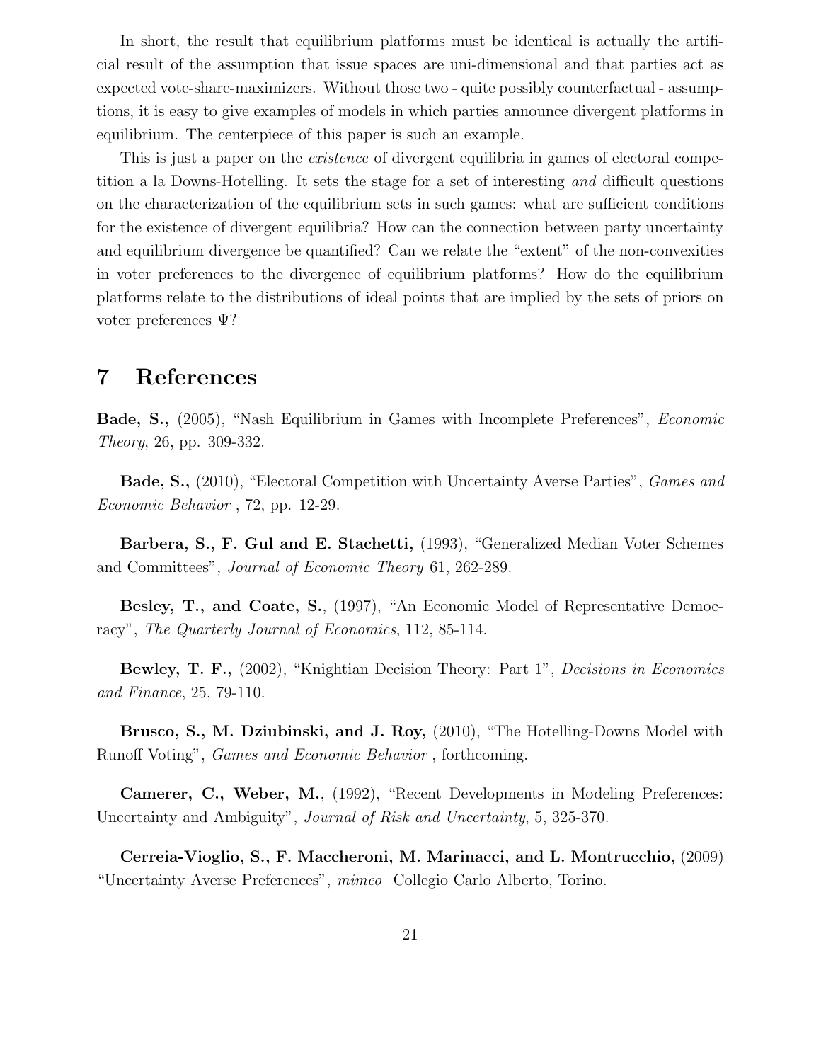In short, the result that equilibrium platforms must be identical is actually the artificial result of the assumption that issue spaces are uni-dimensional and that parties act as expected vote-share-maximizers. Without those two - quite possibly counterfactual - assumptions, it is easy to give examples of models in which parties announce divergent platforms in equilibrium. The centerpiece of this paper is such an example.

This is just a paper on the *existence* of divergent equilibria in games of electoral competition a la Downs-Hotelling. It sets the stage for a set of interesting *and* difficult questions on the characterization of the equilibrium sets in such games: what are sufficient conditions for the existence of divergent equilibria? How can the connection between party uncertainty and equilibrium divergence be quantified? Can we relate the "extent" of the non-convexities in voter preferences to the divergence of equilibrium platforms? How do the equilibrium platforms relate to the distributions of ideal points that are implied by the sets of priors on voter preferences $\Psi$?

# 7 References

**Bade, S.,** (2005), "Nash Equilibrium in Games with Incomplete Preferences", *Economic Theory*, 26, pp. 309-332.

**Bade, S.,** (2010), "Electoral Competition with Uncertainty Averse Parties", *Games and Economic Behavior* , 72, pp. 12-29.

**Barbera, S., F. Gul and E. Stachetti,** (1993), "Generalized Median Voter Schemes and Committees", *Journal of Economic Theory* 61, 262-289.

**Besley, T., and Coate, S.**, (1997), "An Economic Model of Representative Democracy", *The Quarterly Journal of Economics*, 112, 85-114.

**Bewley, T. F.,** (2002), "Knightian Decision Theory: Part 1", *Decisions in Economics and Finance*, 25, 79-110.

**Brusco, S., M. Dziubinski, and J. Roy,** (2010), "The Hotelling-Downs Model with Runoff Voting", *Games and Economic Behavior* , forthcoming.

**Camerer, C., Weber, M.**, (1992), "Recent Developments in Modeling Preferences: Uncertainty and Ambiguity", *Journal of Risk and Uncertainty*, 5, 325-370.

**Cerreia-Vioglio, S., F. Maccheroni, M. Marinacci, and L. Montrucchio,** (2009) "Uncertainty Averse Preferences", *mimeo* Collegio Carlo Alberto, Torino.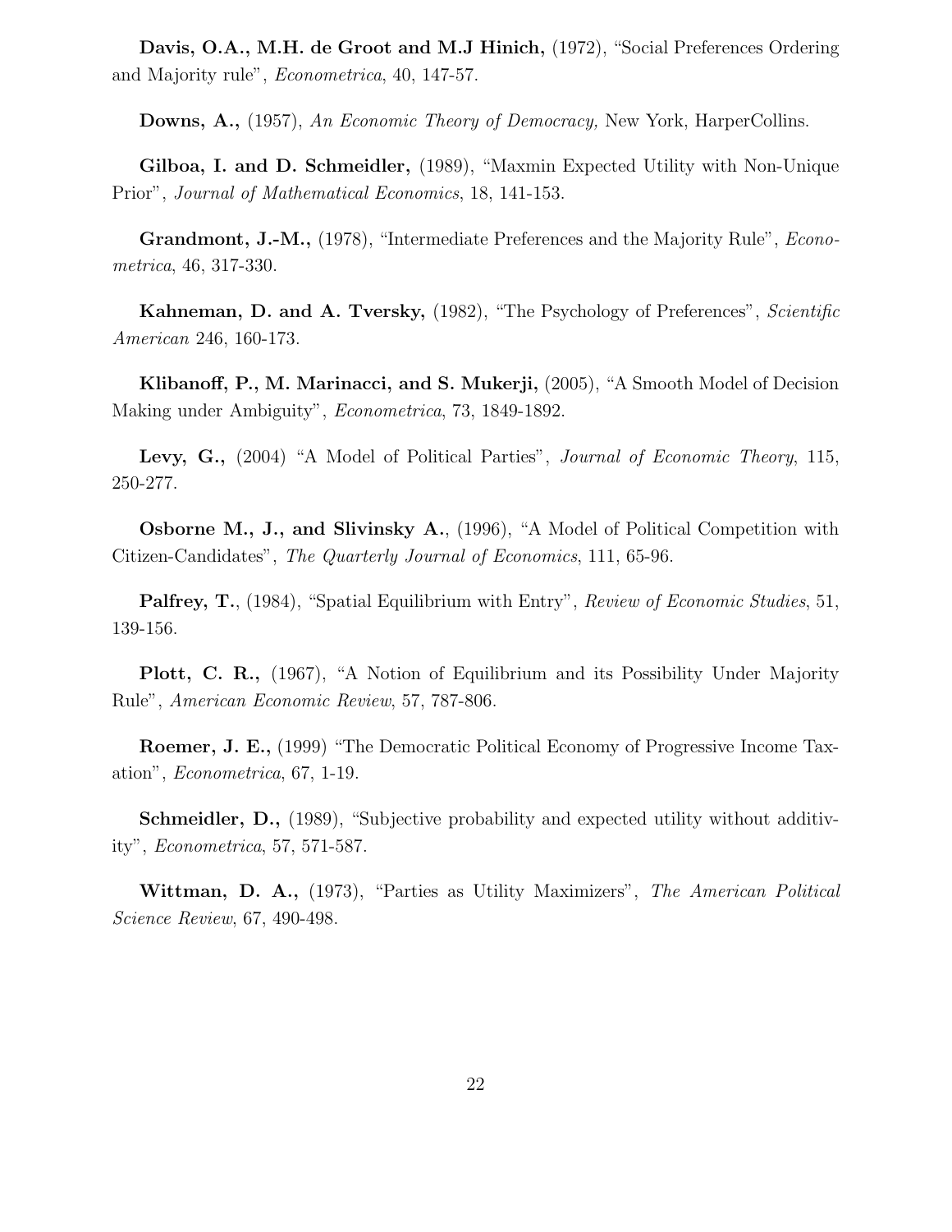**Davis, O.A., M.H. de Groot and M.J Hinich,** (1972), "Social Preferences Ordering and Majority rule", *Econometrica*, 40, 147-57.

**Downs, A.,** (1957), *An Economic Theory of Democracy,* New York, HarperCollins.

**Gilboa, I. and D. Schmeidler,** (1989), "Maxmin Expected Utility with Non-Unique Prior", *Journal of Mathematical Economics*, 18, 141-153.

**Grandmont, J.-M.,** (1978), "Intermediate Preferences and the Majority Rule", *Econometrica*, 46, 317-330.

**Kahneman, D. and A. Tversky,** (1982), "The Psychology of Preferences", *Scientific American* 246, 160-173.

**Klibanoff, P., M. Marinacci, and S. Mukerji,** (2005), "A Smooth Model of Decision Making under Ambiguity", *Econometrica*, 73, 1849-1892.

**Levy, G.,** (2004) "A Model of Political Parties", *Journal of Economic Theory*, 115, 250-277.

**Osborne M., J., and Slivinsky A.**, (1996), "A Model of Political Competition with Citizen-Candidates", *The Quarterly Journal of Economics*, 111, 65-96.

**Palfrey, T.**, (1984), "Spatial Equilibrium with Entry", *Review of Economic Studies*, 51, 139-156.

**Plott, C. R.,** (1967), "A Notion of Equilibrium and its Possibility Under Majority Rule", *American Economic Review*, 57, 787-806.

**Roemer, J. E.,** (1999) "The Democratic Political Economy of Progressive Income Taxation", *Econometrica*, 67, 1-19.

**Schmeidler, D.,** (1989), "Subjective probability and expected utility without additivity", *Econometrica*, 57, 571-587.

**Wittman, D. A.,** (1973), "Parties as Utility Maximizers", *The American Political Science Review*, 67, 490-498.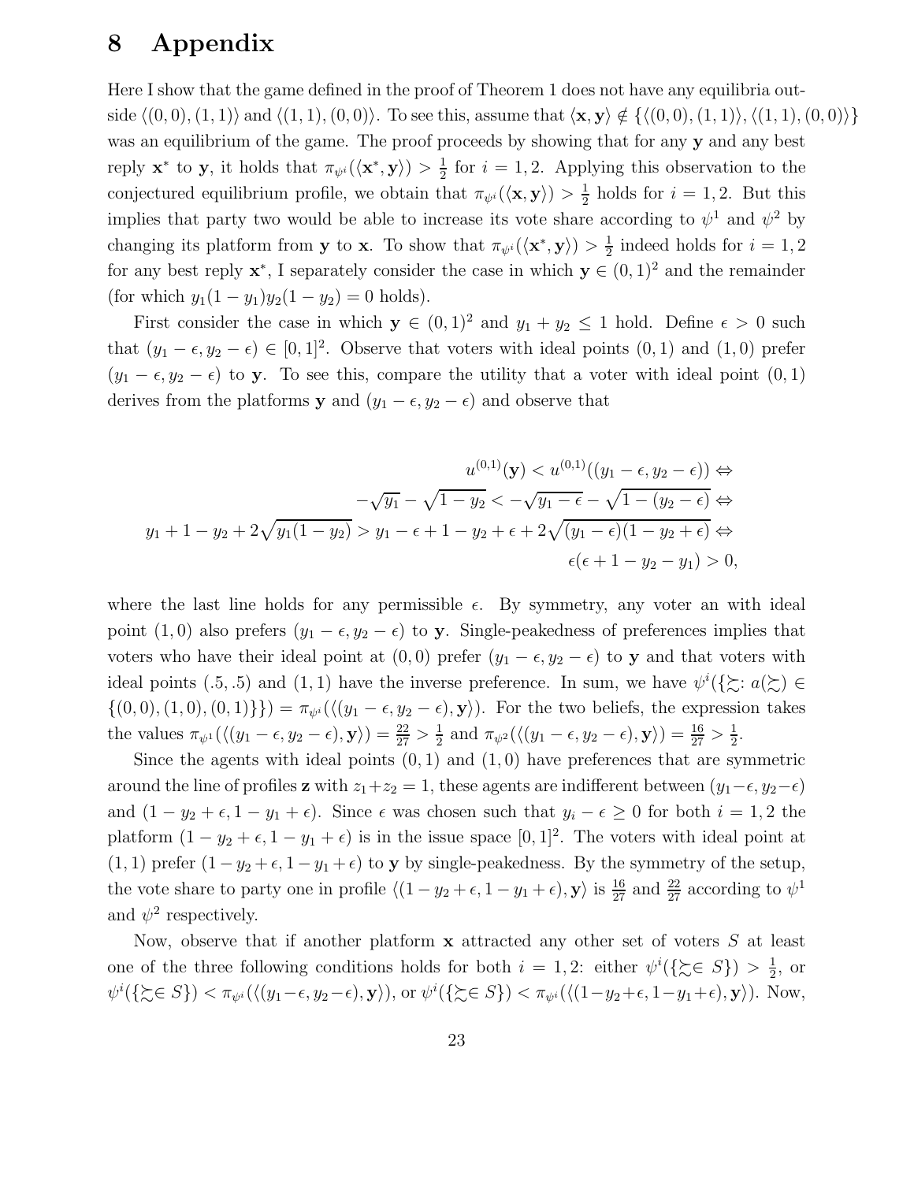# 8 Appendix

Here I show that the game defined in the proof of Theorem 1 does not have any equilibria outside $\langle(0,0),(1,1)\rangle$ and $\langle(1,1),(0,0)\rangle$. To see this, assume that $\langle \mathbf{x},\mathbf{y}\rangle \notin \{\langle(0,0),(1,1)\rangle, \langle(1,1),(0,0)\rangle\}$ was an equilibrium of the game. The proof proceeds by showing that for any $\mathbf{y}$ and any best reply $\mathbf{x}^*$ to $\mathbf{y}$, it holds that $\pi_{\psi^i}(\langle \mathbf{x}^*,\mathbf{y}\rangle) > \frac{1}{2}$ for $i=1,2$. Applying this observation to the conjectured equilibrium profile, we obtain that $\pi_{\psi^i}(\langle \mathbf{x},\mathbf{y}\rangle) > \frac{1}{2}$ holds for $i=1,2$. But this implies that party two would be able to increase its vote share according to $\psi^1$ and $\psi^2$ by changing its platform from $\mathbf{y}$ to $\mathbf{x}$. To show that $\pi_{\psi^i}(\langle \mathbf{x}^*,\mathbf{y}\rangle) > \frac{1}{2}$ indeed holds for $i=1,2$ for any best reply $\mathbf{x}^*$, I separately consider the case in which $\mathbf{y}\in(0,1)^2$ and the remainder (for which $y_1(1-y_1)y_2(1-y_2)=0$ holds).

First consider the case in which $\mathbf{y}\in(0,1)^2$ and $y_1+y_2\leq 1$ hold. Define $\epsilon>0$ such that $(y_1-\epsilon, y_2-\epsilon)\in[0,1]^2$. Observe that voters with ideal points $(0,1)$ and $(1,0)$ prefer $(y_1-\epsilon,y_2-\epsilon)$ to $\mathbf{y}$. To see this, compare the utility that a voter with ideal point $(0,1)$ derives from the platforms $\mathbf{y}$ and $(y_1-\epsilon,y_2-\epsilon)$ and observe that

$$
\begin{aligned}
u^{(0,1)}(\mathbf{y}) < u^{(0,1)}((y_1-\epsilon,y_2-\epsilon)) &\Leftrightarrow \\
-\sqrt{y_1}-\sqrt{1-y_2} < -\sqrt{y_1-\epsilon}-\sqrt{1-(y_2-\epsilon)} &\Leftrightarrow \\
y_1+1-y_2+2\sqrt{y_1(1-y_2)} > y_1-\epsilon+1-y_2+\epsilon+2\sqrt{(y_1-\epsilon)(1-y_2+\epsilon)} &\Leftrightarrow \\
\epsilon(\epsilon+1-y_2-y_1)>0,&
\end{aligned}
$$

where the last line holds for any permissible $\epsilon$. By symmetry, any voter an with ideal point $(1,0)$ also prefers $(y_1-\epsilon,y_2-\epsilon)$ to $\mathbf{y}$. Single-peakedness of preferences implies that voters who have their ideal point at $(0,0)$ prefer $(y_1-\epsilon,y_2-\epsilon)$ to $\mathbf{y}$ and that voters with ideal points $(.5,.5)$ and $(1,1)$ have the inverse preference. In sum, we have $\psi^i(\{\succsim: a(\succsim)\in\{(0,0),(1,0),(0,1)\}\}) = \pi_{\psi^i}(\langle(y_1-\epsilon,y_2-\epsilon),\mathbf{y}\rangle)$. For the two beliefs, the expression takes the values $\pi_{\psi^1}(\langle(y_1-\epsilon,y_2-\epsilon),\mathbf{y}\rangle)=\frac{22}{27}>\frac{1}{2}$ and $\pi_{\psi^2}(\langle(y_1-\epsilon,y_2-\epsilon),\mathbf{y}\rangle)=\frac{16}{27}>\frac{1}{2}$.

Since the agents with ideal points $(0,1)$ and $(1,0)$ have preferences that are symmetric around the line of profiles $\mathbf{z}$ with $z_1+z_2=1$, these agents are indifferent between $(y_1-\epsilon,y_2-\epsilon)$ and $(1-y_2+\epsilon,1-y_1+\epsilon)$. Since $\epsilon$ was chosen such that $y_i-\epsilon\geq 0$ for both $i=1,2$ the platform $(1-y_2+\epsilon,1-y_1+\epsilon)$ is in the issue space $[0,1]^2$. The voters with ideal point at $(1,1)$ prefer $(1-y_2+\epsilon,1-y_1+\epsilon)$ to $\mathbf{y}$ by single-peakedness. By the symmetry of the setup, the vote share to party one in profile $\langle(1-y_2+\epsilon,1-y_1+\epsilon),\mathbf{y}\rangle$ is $\frac{16}{27}$ and $\frac{22}{27}$ according to $\psi^1$ and $\psi^2$ respectively.

Now, observe that if another platform $\mathbf{x}$ attracted any other set of voters $S$ at least one of the three following conditions holds for both $i=1,2$: either $\psi^i(\{\succsim\in S\})>\frac{1}{2}$, or $\psi^i(\{\succsim\in S\})<\pi_{\psi^i}(\langle(y_1-\epsilon,y_2-\epsilon),\mathbf{y}\rangle)$, or $\psi^i(\{\succsim\in S\})<\pi_{\psi^i}(\langle(1-y_2+\epsilon,1-y_1+\epsilon),\mathbf{y}\rangle)$. Now,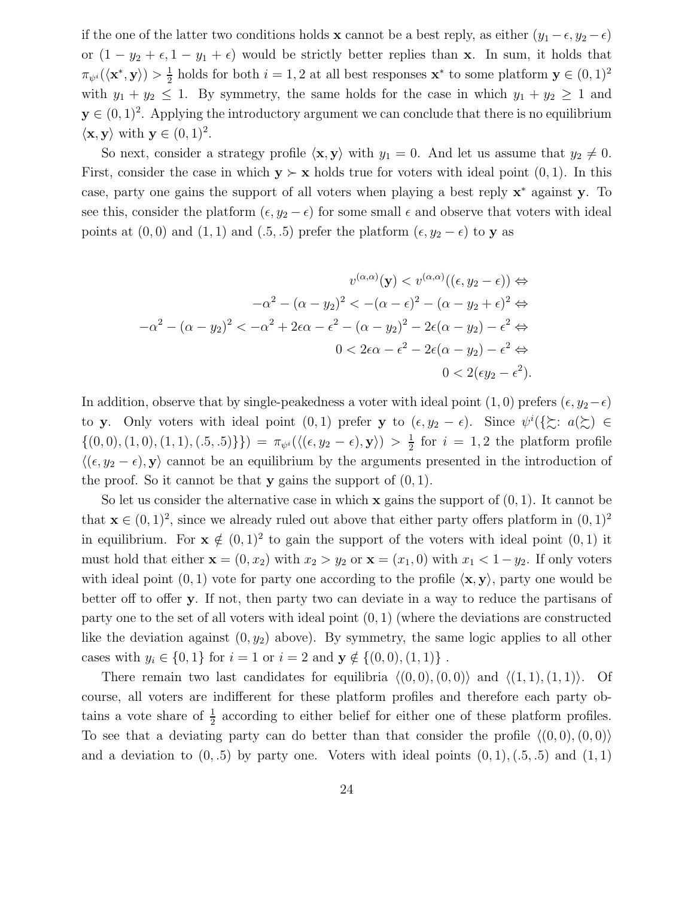if the one of the latter two conditions holds $\mathbf{x}$ cannot be a best reply, as either $(y_1 - \epsilon, y_2 - \epsilon)$ or $(1 - y_2 + \epsilon, 1 - y_1 + \epsilon)$ would be strictly better replies than $\mathbf{x}$. In sum, it holds that $\pi_{\psi^i}(\langle \mathbf{x}^*, \mathbf{y} \rangle) > \frac{1}{2}$ holds for both $i = 1, 2$ at all best responses $\mathbf{x}^*$ to some platform $\mathbf{y} \in (0,1)^2$ with $y_1 + y_2 \leq 1$. By symmetry, the same holds for the case in which $y_1 + y_2 \geq 1$ and $\mathbf{y} \in (0,1)^2$. Applying the introductory argument we can conclude that there is no equilibrium $\langle \mathbf{x}, \mathbf{y} \rangle$ with $\mathbf{y} \in (0,1)^2$.

So next, consider a strategy profile $\langle \mathbf{x}, \mathbf{y} \rangle$ with $y_1 = 0$. And let us assume that $y_2 \neq 0$. First, consider the case in which $\mathbf{y} \succ \mathbf{x}$ holds true for voters with ideal point $(0,1)$. In this case, party one gains the support of all voters when playing a best reply $\mathbf{x}^*$ against $\mathbf{y}$. To see this, consider the platform $(\epsilon, y_2 - \epsilon)$ for some small $\epsilon$ and observe that voters with ideal points at $(0,0)$ and $(1,1)$ and $(.5,.5)$ prefer the platform $(\epsilon, y_2 - \epsilon)$ to $\mathbf{y}$ as

$$
\begin{aligned}
v^{(\alpha,\alpha)}(\mathbf{y}) < v^{(\alpha,\alpha)}((\epsilon, y_2 - \epsilon)) &\Leftrightarrow \\
-\alpha^2 - (\alpha - y_2)^2 < -(\alpha - \epsilon)^2 - (\alpha - y_2 + \epsilon)^2 &\Leftrightarrow \\
-\alpha^2 - (\alpha - y_2)^2 < -\alpha^2 + 2\epsilon\alpha - \epsilon^2 - (\alpha - y_2)^2 - 2\epsilon(\alpha - y_2) - \epsilon^2 &\Leftrightarrow \\
0 < 2\epsilon\alpha - \epsilon^2 - 2\epsilon(\alpha - y_2) - \epsilon^2 &\Leftrightarrow \\
0 < 2(\epsilon y_2 - \epsilon^2).
\end{aligned}
$$

In addition, observe that by single-peakedness a voter with ideal point $(1,0)$ prefers $(\epsilon, y_2 - \epsilon)$ to $\mathbf{y}$. Only voters with ideal point $(0,1)$ prefer $\mathbf{y}$ to $(\epsilon, y_2 - \epsilon)$. Since $\psi^i(\{\succsim : a(\succsim) \in \{(0,0),(1,0),(1,1),(.5,.5)\}\}) = \pi_{\psi^i}(\langle (\epsilon, y_2 - \epsilon), \mathbf{y} \rangle) > \frac{1}{2}$ for $i = 1, 2$ the platform profile $\langle (\epsilon, y_2 - \epsilon), \mathbf{y} \rangle$ cannot be an equilibrium by the arguments presented in the introduction of the proof. So it cannot be that $\mathbf{y}$ gains the support of $(0,1)$.

So let us consider the alternative case in which $\mathbf{x}$ gains the support of $(0,1)$. It cannot be that $\mathbf{x} \in (0,1)^2$, since we already ruled out above that either party offers platform in $(0,1)^2$ in equilibrium. For $\mathbf{x} \notin (0,1)^2$ to gain the support of the voters with ideal point $(0,1)$ it must hold that either $\mathbf{x} = (0, x_2)$ with $x_2 > y_2$ or $\mathbf{x} = (x_1, 0)$ with $x_1 < 1 - y_2$. If only voters with ideal point $(0,1)$ vote for party one according to the profile $\langle \mathbf{x}, \mathbf{y} \rangle$, party one would be better off to offer $\mathbf{y}$. If not, then party two can deviate in a way to reduce the partisans of party one to the set of all voters with ideal point $(0,1)$ (where the deviations are constructed like the deviation against $(0, y_2)$ above). By symmetry, the same logic applies to all other cases with $y_i \in \{0,1\}$ for $i = 1$ or $i = 2$ and $\mathbf{y} \notin \{(0,0),(1,1)\}$ .

There remain two last candidates for equilibria $\langle (0,0),(0,0) \rangle$ and $\langle (1,1),(1,1) \rangle$. Of course, all voters are indifferent for these platform profiles and therefore each party obtains a vote share of $\frac{1}{2}$ according to either belief for either one of these platform profiles. To see that a deviating party can do better than that consider the profile $\langle (0,0),(0,0) \rangle$ and a deviation to $(0,.5)$ by party one. Voters with ideal points $(0,1),(.5,.5)$ and $(1,1)$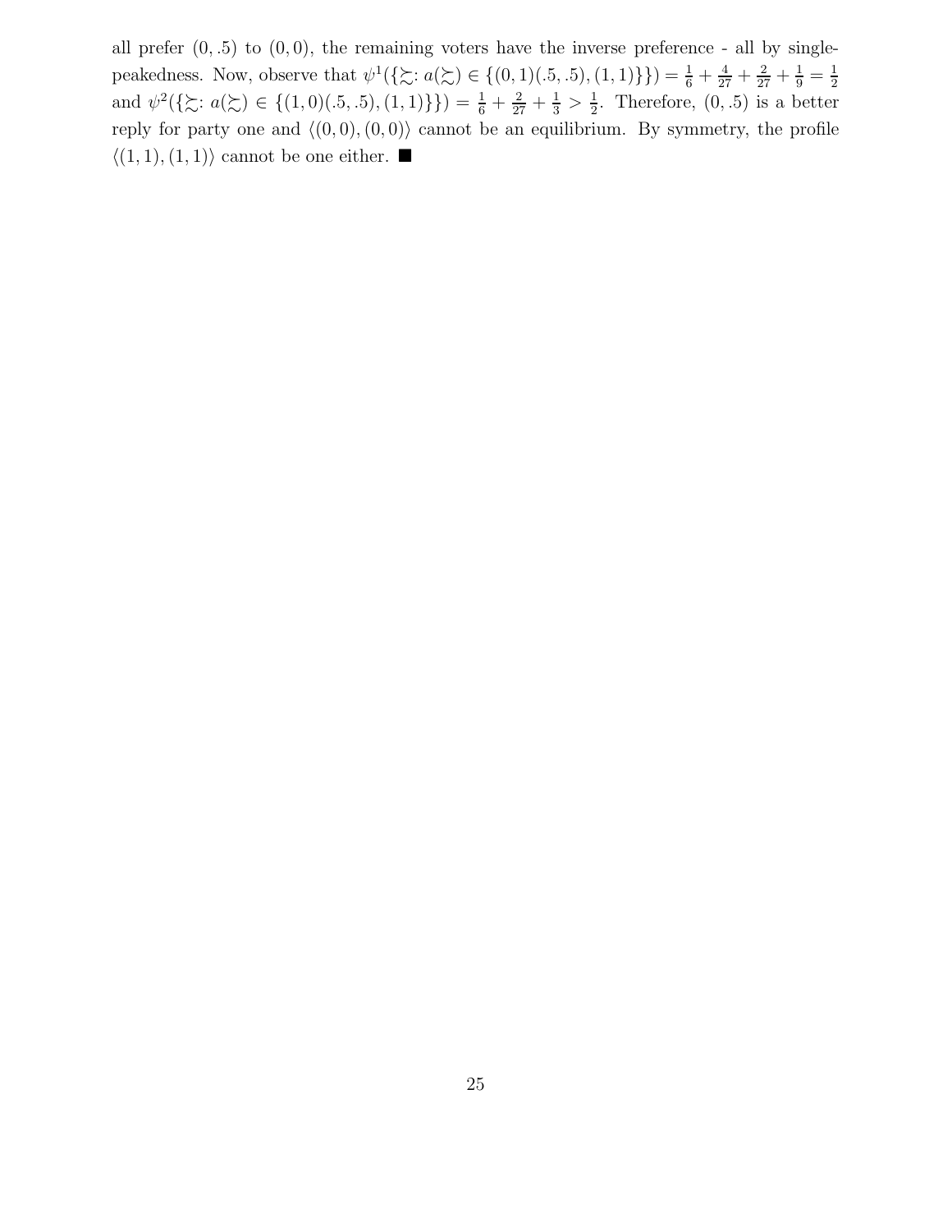all prefer $(0, .5)$ to $(0, 0)$, the remaining voters have the inverse preference - all by single-peakedness. Now, observe that $\psi^1(\{\succsim\colon a(\succsim) \in \{(0,1)(.5,.5),(1,1)\}\}) = \frac{1}{6} + \frac{4}{27} + \frac{2}{27} + \frac{1}{9} = \frac{1}{2}$ and $\psi^2(\{\succsim\colon a(\succsim) \in \{(1,0)(.5,.5),(1,1)\}\}) = \frac{1}{6} + \frac{2}{27} + \frac{1}{3} > \frac{1}{2}$. Therefore, $(0, .5)$ is a better reply for party one and $\langle(0,0),(0,0)\rangle$ cannot be an equilibrium. By symmetry, the profile $\langle(1,1),(1,1)\rangle$ cannot be one either. ■